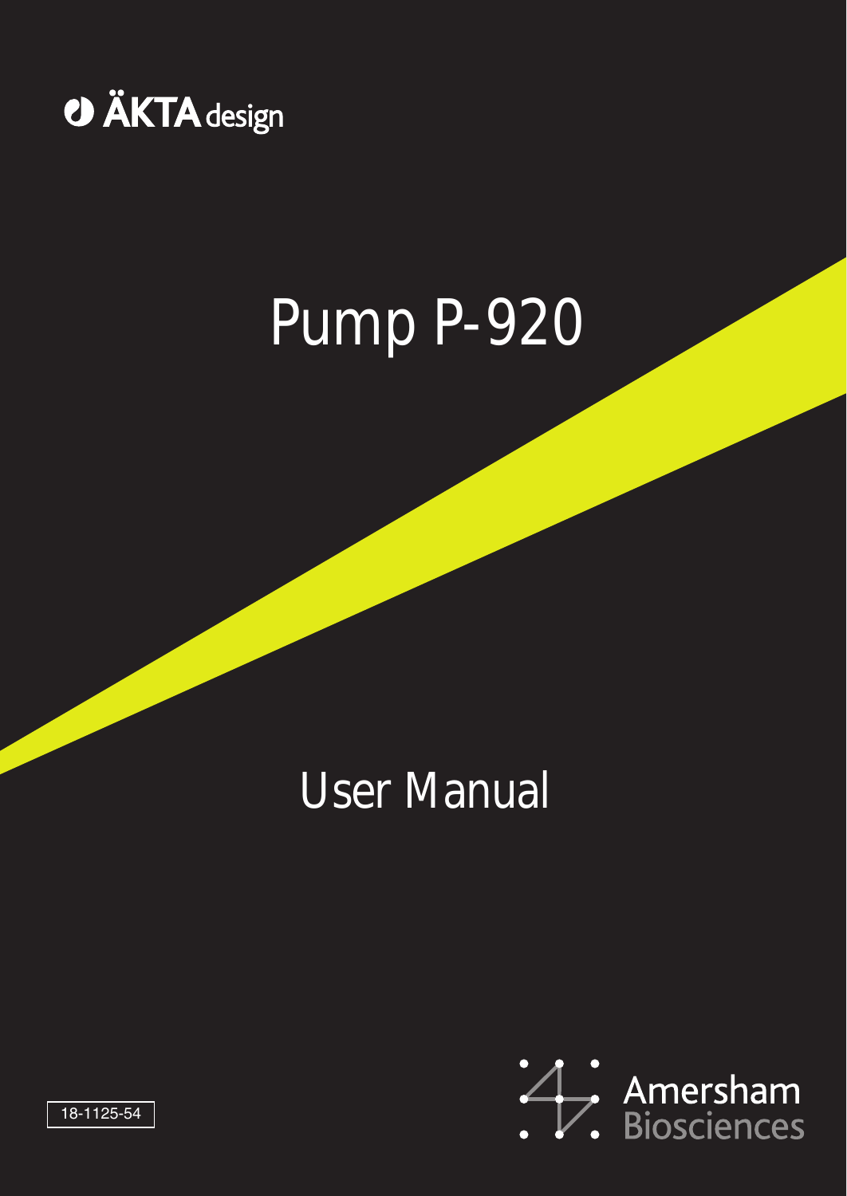ÄKTA design

# Pump P-920

## User Manual

Amersham Biosciences

18-1125-54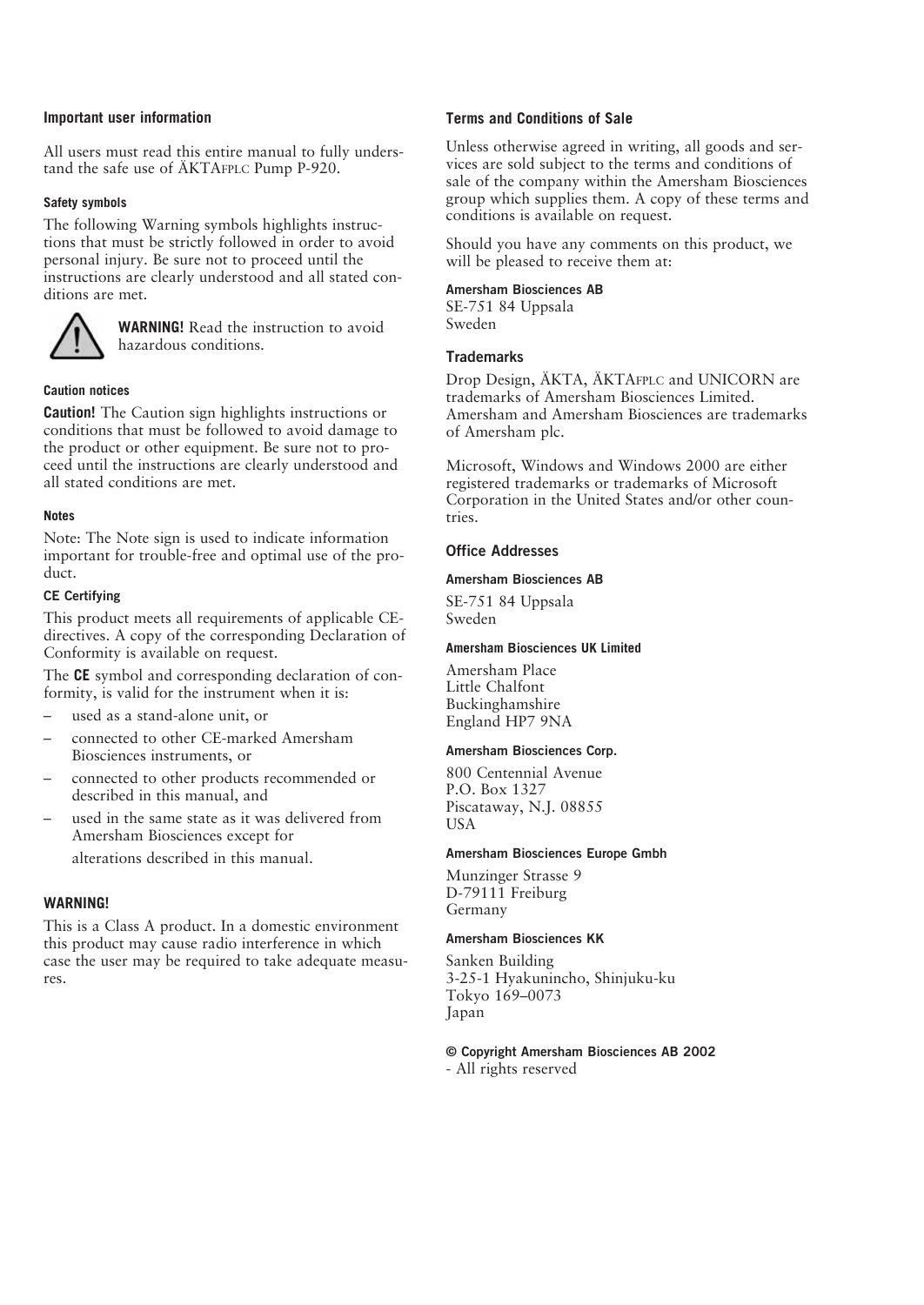### Important user information

All users must read this entire manual to fully understand the safe use of ÄKTAFPLC Pump P-920.

#### Safety symbols

The following Warning symbols highlights instructions that must be strictly followed in order to avoid personal injury. Be sure not to proceed until the instructions are clearly understood and all stated conditions are met.

**WARNING!** Read the instruction to avoid hazardous conditions.

#### Caution notices

**Caution!** The Caution sign highlights instructions or conditions that must be followed to avoid damage to the product or other equipment. Be sure not to proceed until the instructions are clearly understood and all stated conditions are met.

#### Notes

Note: The Note sign is used to indicate information important for trouble-free and optimal use of the product.

#### CE Certifying

This product meets all requirements of applicable CE-directives. A copy of the corresponding Declaration of Conformity is available on request.

The **CE** symbol and corresponding declaration of conformity, is valid for the instrument when it is:

- used as a stand-alone unit, or
- connected to other CE-marked Amersham Biosciences instruments, or
- connected to other products recommended or described in this manual, and
- used in the same state as it was delivered from Amersham Biosciences except for

  alterations described in this manual.

#### WARNING!

This is a Class A product. In a domestic environment this product may cause radio interference in which case the user may be required to take adequate measures.

### Terms and Conditions of Sale

Unless otherwise agreed in writing, all goods and services are sold subject to the terms and conditions of sale of the company within the Amersham Biosciences group which supplies them. A copy of these terms and conditions is available on request.

Should you have any comments on this product, we will be pleased to receive them at:

**Amersham Biosciences AB**
SE-751 84 Uppsala
Sweden

### Trademarks

Drop Design, ÄKTA, ÄKTAFPLC and UNICORN are trademarks of Amersham Biosciences Limited. Amersham and Amersham Biosciences are trademarks of Amersham plc.

Microsoft, Windows and Windows 2000 are either registered trademarks or trademarks of Microsoft Corporation in the United States and/or other countries.

### Office Addresses

**Amersham Biosciences AB**

SE-751 84 Uppsala
Sweden

**Amersham Biosciences UK Limited**

Amersham Place
Little Chalfont
Buckinghamshire
England HP7 9NA

**Amersham Biosciences Corp.**

800 Centennial Avenue
P.O. Box 1327
Piscataway, N.J. 08855
USA

**Amersham Biosciences Europe Gmbh**

Munzinger Strasse 9
D-79111 Freiburg
Germany

**Amersham Biosciences KK**

Sanken Building
3-25-1 Hyakunincho, Shinjuku-ku
Tokyo 169–0073
Japan

**© Copyright Amersham Biosciences AB 2002**
- All rights reserved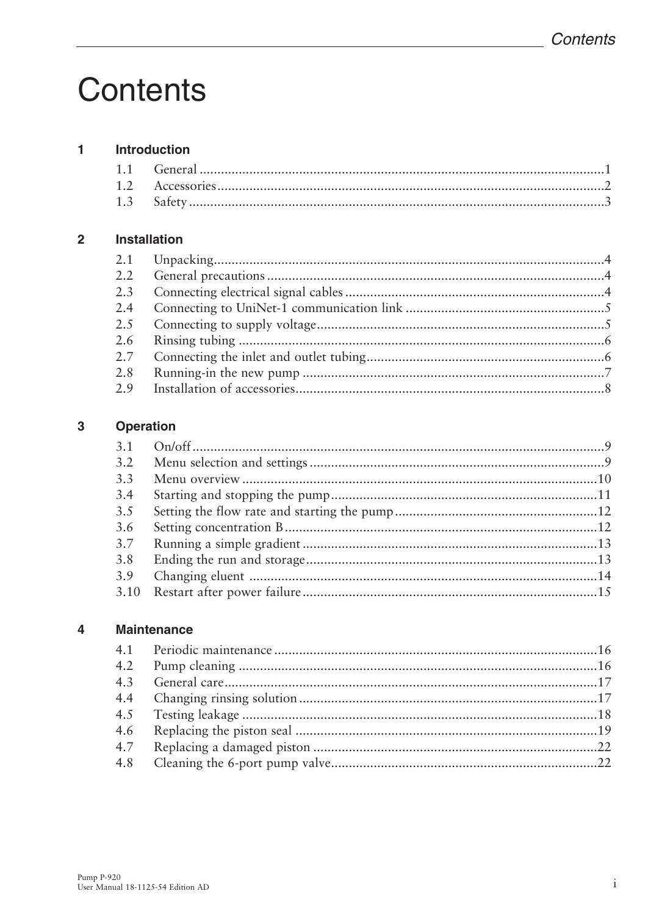# Contents

## 1 Introduction

1.1 General ....................................................................................................1
1.2 Accessories ..............................................................................................2
1.3 Safety .......................................................................................................3

## 2 Installation

2.1 Unpacking..................................................................................................4
2.2 General precautions ..................................................................................4
2.3 Connecting electrical signal cables ..........................................................4
2.4 Connecting to UniNet-1 communication link ...........................................5
2.5 Connecting to supply voltage....................................................................5
2.6 Rinsing tubing ...........................................................................................6
2.7 Connecting the inlet and outlet tubing......................................................6
2.8 Running-in the new pump .........................................................................7
2.9 Installation of accessories.........................................................................8

## 3 Operation

3.1 On/off ........................................................................................................9
3.2 Menu selection and settings .....................................................................9
3.3 Menu overview .........................................................................................10
3.4 Starting and stopping the pump..............................................................11
3.5 Setting the flow rate and starting the pump ............................................12
3.6 Setting concentration B ...........................................................................12
3.7 Running a simple gradient ......................................................................13
3.8 Ending the run and storage.....................................................................13
3.9 Changing eluent .....................................................................................14
3.10 Restart after power failure ......................................................................15

## 4 Maintenance

4.1 Periodic maintenance ..............................................................................16
4.2 Pump cleaning .........................................................................................16
4.3 General care.............................................................................................17
4.4 Changing rinsing solution ........................................................................17
4.5 Testing leakage ........................................................................................18
4.6 Replacing the piston seal .........................................................................19
4.7 Replacing a damaged piston ...................................................................22
4.8 Cleaning the 6-port pump valve...............................................................22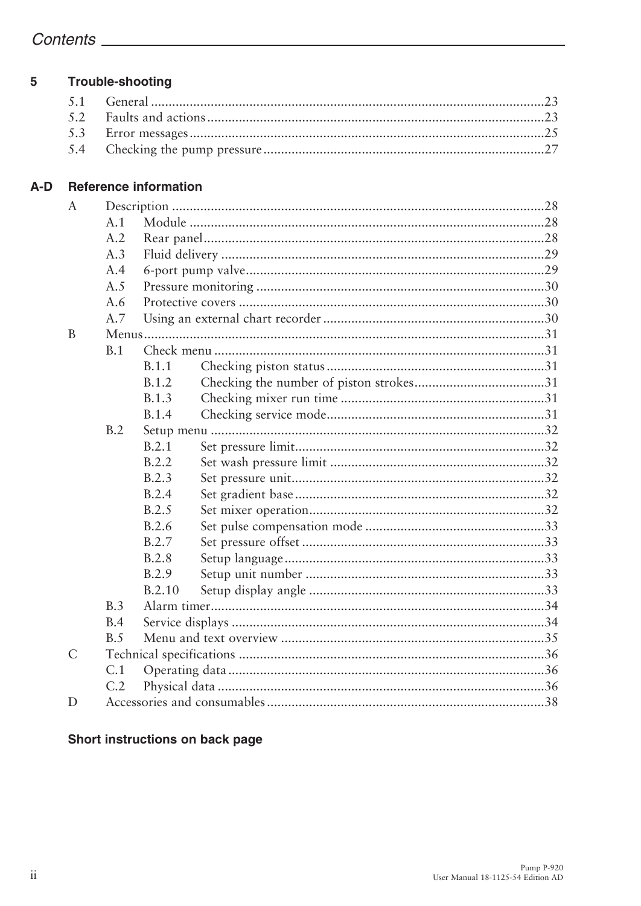## Contents

### 5 Trouble-shooting

- 5.1 General ........ 23
- 5.2 Faults and actions ........ 23
- 5.3 Error messages ........ 25
- 5.4 Checking the pump pressure ........ 27

### A-D Reference information

- A Description ........ 28
  - A.1 Module ........ 28
  - A.2 Rear panel ........ 28
  - A.3 Fluid delivery ........ 29
  - A.4 6-port pump valve ........ 29
  - A.5 Pressure monitoring ........ 30
  - A.6 Protective covers ........ 30
  - A.7 Using an external chart recorder ........ 30
- B Menus ........ 31
  - B.1 Check menu ........ 31
    - B.1.1 Checking piston status ........ 31
    - B.1.2 Checking the number of piston strokes ........ 31
    - B.1.3 Checking mixer run time ........ 31
    - B.1.4 Checking service mode ........ 31
  - B.2 Setup menu ........ 32
    - B.2.1 Set pressure limit ........ 32
    - B.2.2 Set wash pressure limit ........ 32
    - B.2.3 Set pressure unit ........ 32
    - B.2.4 Set gradient base ........ 32
    - B.2.5 Set mixer operation ........ 32
    - B.2.6 Set pulse compensation mode ........ 33
    - B.2.7 Set pressure offset ........ 33
    - B.2.8 Setup language ........ 33
    - B.2.9 Setup unit number ........ 33
    - B.2.10 Setup display angle ........ 33
  - B.3 Alarm timer ........ 34
  - B.4 Service displays ........ 34
  - B.5 Menu and text overview ........ 35
- C Technical specifications ........ 36
  - C.1 Operating data ........ 36
  - C.2 Physical data ........ 36
- D Accessories and consumables ........ 38

### Short instructions on back page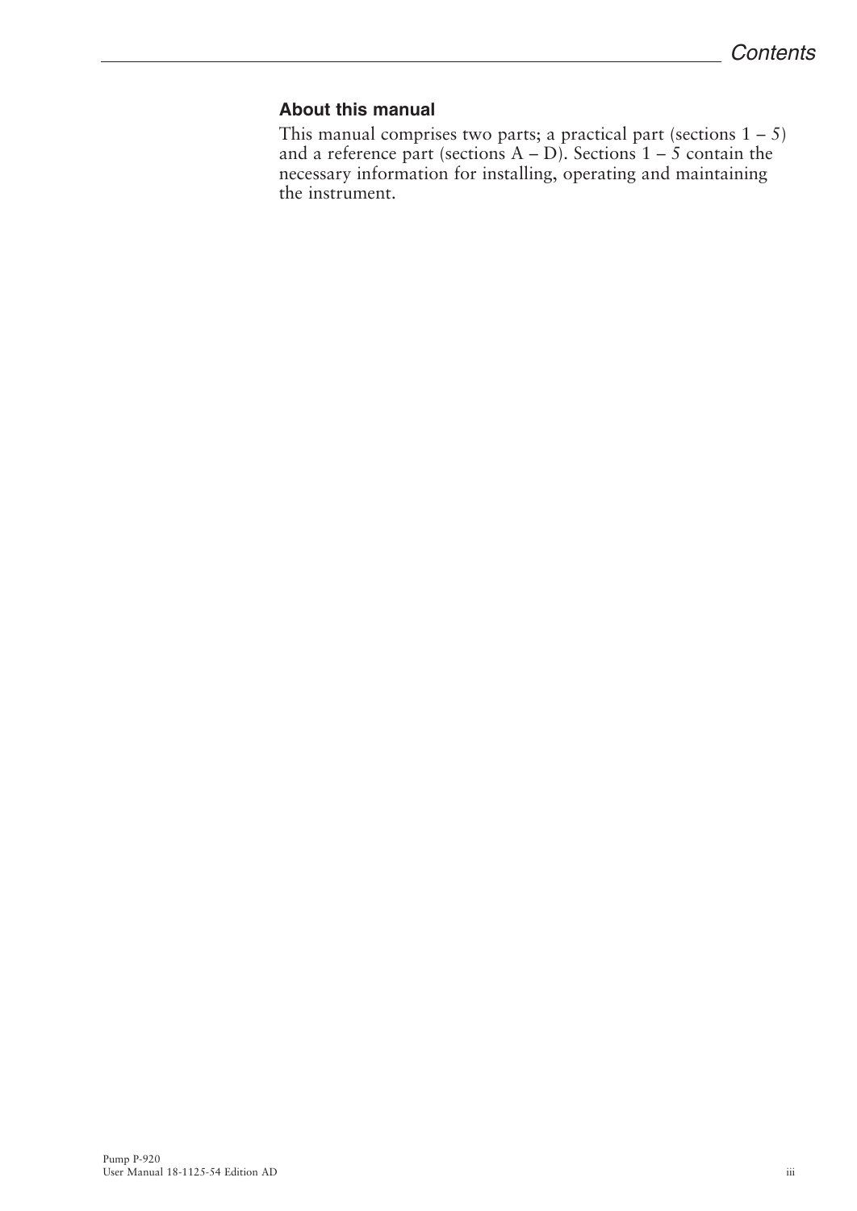### About this manual

This manual comprises two parts; a practical part (sections 1 – 5) and a reference part (sections A – D). Sections 1 – 5 contain the necessary information for installing, operating and maintaining the instrument.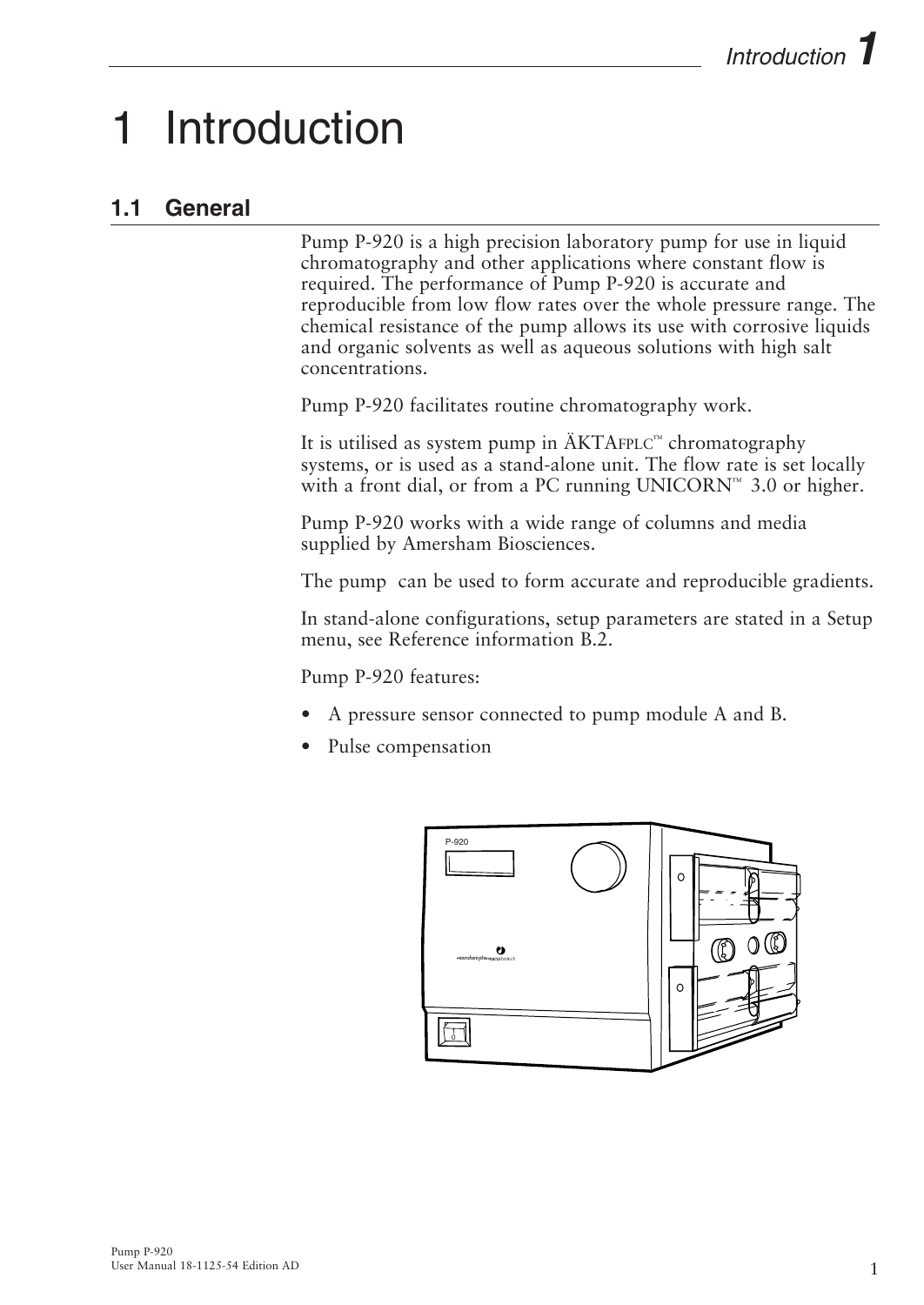# 1 Introduction

## 1.1 General

Pump P-920 is a high precision laboratory pump for use in liquid chromatography and other applications where constant flow is required. The performance of Pump P-920 is accurate and reproducible from low flow rates over the whole pressure range. The chemical resistance of the pump allows its use with corrosive liquids and organic solvents as well as aqueous solutions with high salt concentrations.

Pump P-920 facilitates routine chromatography work.

It is utilised as system pump in ÄKTAFPLC™ chromatography systems, or is used as a stand-alone unit. The flow rate is set locally with a front dial, or from a PC running UNICORN™ 3.0 or higher.

Pump P-920 works with a wide range of columns and media supplied by Amersham Biosciences.

The pump can be used to form accurate and reproducible gradients.

In stand-alone configurations, setup parameters are stated in a Setup menu, see Reference information B.2.

Pump P-920 features:

- A pressure sensor connected to pump module A and B.
- Pulse compensation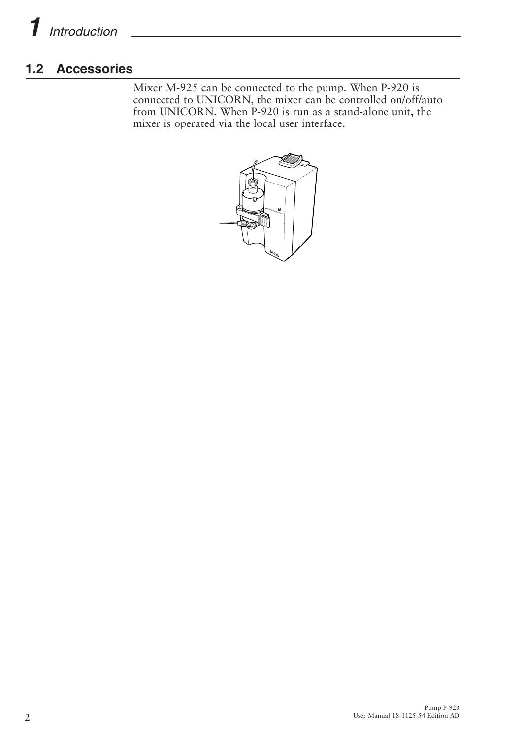## 1.2 Accessories

Mixer M-925 can be connected to the pump. When P-920 is connected to UNICORN, the mixer can be controlled on/off/auto from UNICORN. When P-920 is run as a stand-alone unit, the mixer is operated via the local user interface.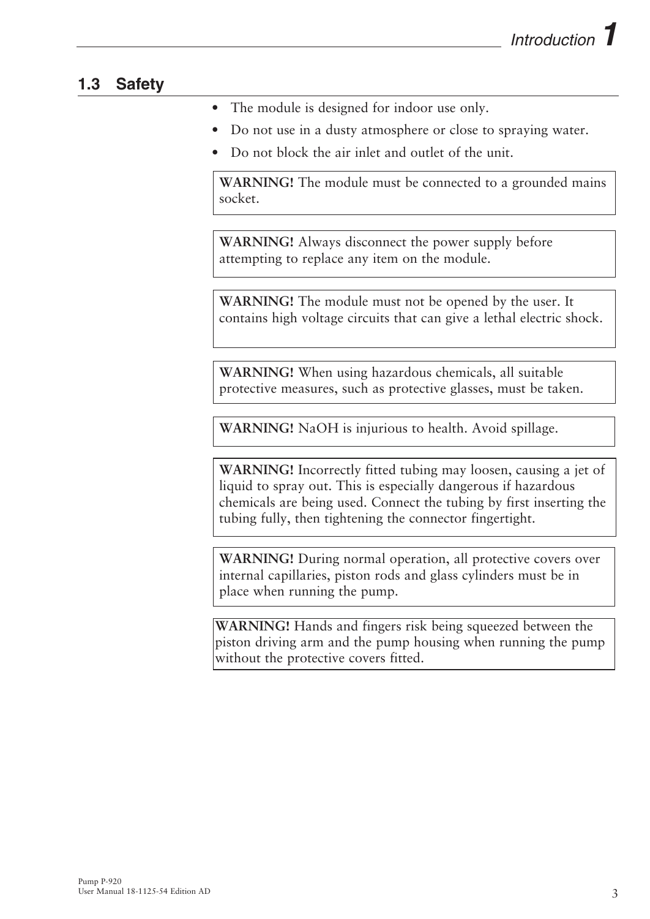## 1.3 Safety

- The module is designed for indoor use only.
- Do not use in a dusty atmosphere or close to spraying water.
- Do not block the air inlet and outlet of the unit.

**WARNING!** The module must be connected to a grounded mains socket.

**WARNING!** Always disconnect the power supply before attempting to replace any item on the module.

**WARNING!** The module must not be opened by the user. It contains high voltage circuits that can give a lethal electric shock.

**WARNING!** When using hazardous chemicals, all suitable protective measures, such as protective glasses, must be taken.

**WARNING!** NaOH is injurious to health. Avoid spillage.

**WARNING!** Incorrectly fitted tubing may loosen, causing a jet of liquid to spray out. This is especially dangerous if hazardous chemicals are being used. Connect the tubing by first inserting the tubing fully, then tightening the connector fingertight.

**WARNING!** During normal operation, all protective covers over internal capillaries, piston rods and glass cylinders must be in place when running the pump.

**WARNING!** Hands and fingers risk being squeezed between the piston driving arm and the pump housing when running the pump without the protective covers fitted.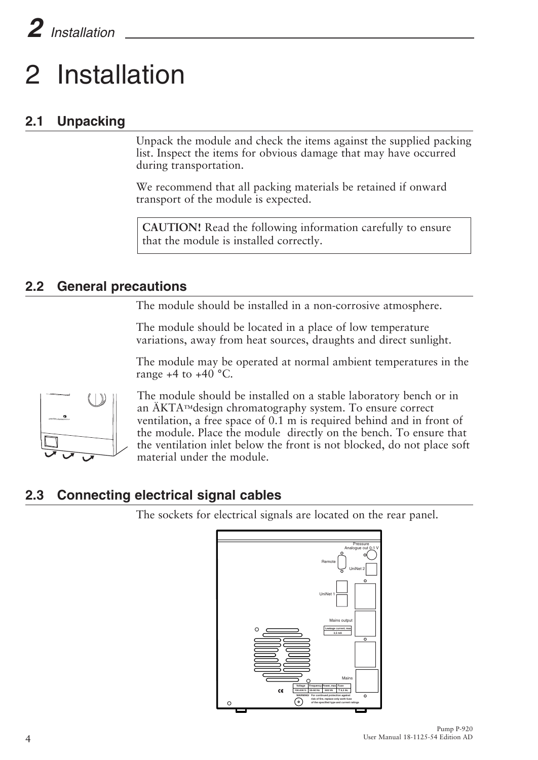# 2 Installation

## 2.1 Unpacking

Unpack the module and check the items against the supplied packing list. Inspect the items for obvious damage that may have occurred during transportation.

We recommend that all packing materials be retained if onward transport of the module is expected.

**CAUTION!** Read the following information carefully to ensure that the module is installed correctly.

## 2.2 General precautions

The module should be installed in a non-corrosive atmosphere.

The module should be located in a place of low temperature variations, away from heat sources, draughts and direct sunlight.

The module may be operated at normal ambient temperatures in the range +4 to +40 °C.

The module should be installed on a stable laboratory bench or in an ÄKTA™design chromatography system. To ensure correct ventilation, a free space of 0.1 m is required behind and in front of the module. Place the module directly on the bench. To ensure that the ventilation inlet below the front is not blocked, do not place soft material under the module.

## 2.3 Connecting electrical signal cables

The sockets for electrical signals are located on the rear panel.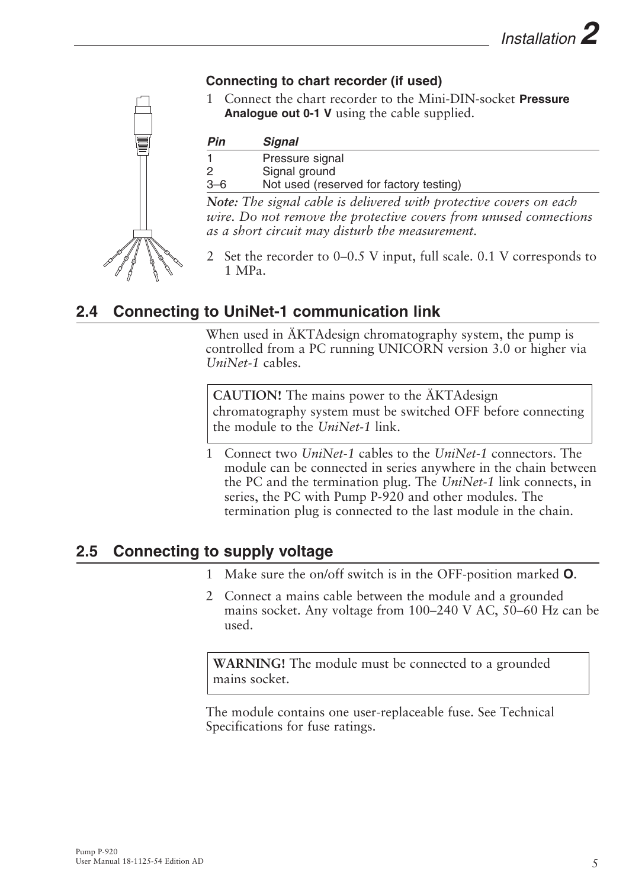### Connecting to chart recorder (if used)

1 Connect the chart recorder to the Mini-DIN-socket **Pressure Analogue out 0-1 V** using the cable supplied.

| *Pin* | *Signal* |
|---|---|
| 1 | Pressure signal |
| 2 | Signal ground |
| 3–6 | Not used (reserved for factory testing) |

***Note:*** *The signal cable is delivered with protective covers on each wire. Do not remove the protective covers from unused connections as a short circuit may disturb the measurement.*

2 Set the recorder to 0–0.5 V input, full scale. 0.1 V corresponds to 1 MPa.

## 2.4 Connecting to UniNet-1 communication link

When used in ÄKTAdesign chromatography system, the pump is controlled from a PC running UNICORN version 3.0 or higher via *UniNet-1* cables.

**CAUTION!** The mains power to the ÄKTAdesign chromatography system must be switched OFF before connecting the module to the *UniNet-1* link.

1 Connect two *UniNet-1* cables to the *UniNet-1* connectors. The module can be connected in series anywhere in the chain between the PC and the termination plug. The *UniNet-1* link connects, in series, the PC with Pump P-920 and other modules. The termination plug is connected to the last module in the chain.

## 2.5 Connecting to supply voltage

1 Make sure the on/off switch is in the OFF-position marked **O**.

2 Connect a mains cable between the module and a grounded mains socket. Any voltage from 100–240 V AC, 50–60 Hz can be used.

**WARNING!** The module must be connected to a grounded mains socket.

The module contains one user-replaceable fuse. See Technical Specifications for fuse ratings.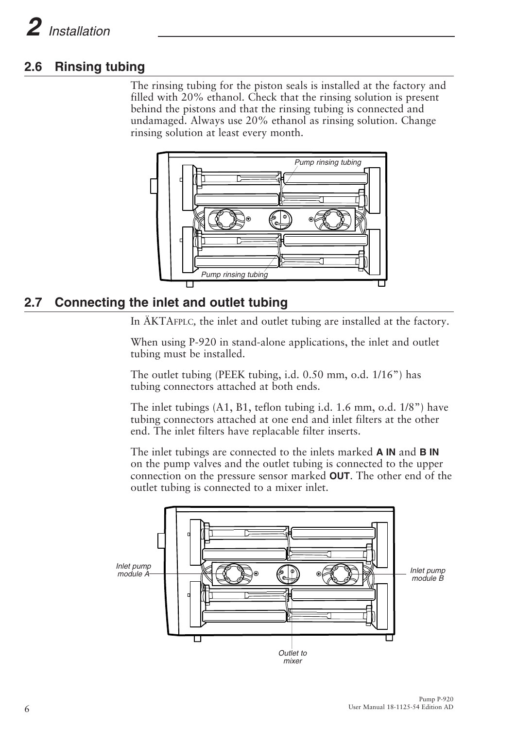## 2.6 Rinsing tubing

The rinsing tubing for the piston seals is installed at the factory and filled with 20% ethanol. Check that the rinsing solution is present behind the pistons and that the rinsing tubing is connected and undamaged. Always use 20% ethanol as rinsing solution. Change rinsing solution at least every month.

Pump rinsing tubing

Pump rinsing tubing

## 2.7 Connecting the inlet and outlet tubing

In ÄKTAFPLC, the inlet and outlet tubing are installed at the factory.

When using P-920 in stand-alone applications, the inlet and outlet tubing must be installed.

The outlet tubing (PEEK tubing, i.d. 0.50 mm, o.d. 1/16”) has tubing connectors attached at both ends.

The inlet tubings (A1, B1, teflon tubing i.d. 1.6 mm, o.d. 1/8”) have tubing connectors attached at one end and inlet filters at the other end. The inlet filters have replacable filter inserts.

The inlet tubings are connected to the inlets marked **A IN** and **B IN** on the pump valves and the outlet tubing is connected to the upper connection on the pressure sensor marked **OUT**. The other end of the outlet tubing is connected to a mixer inlet.

Inlet pump module A

Inlet pump module B

Outlet to mixer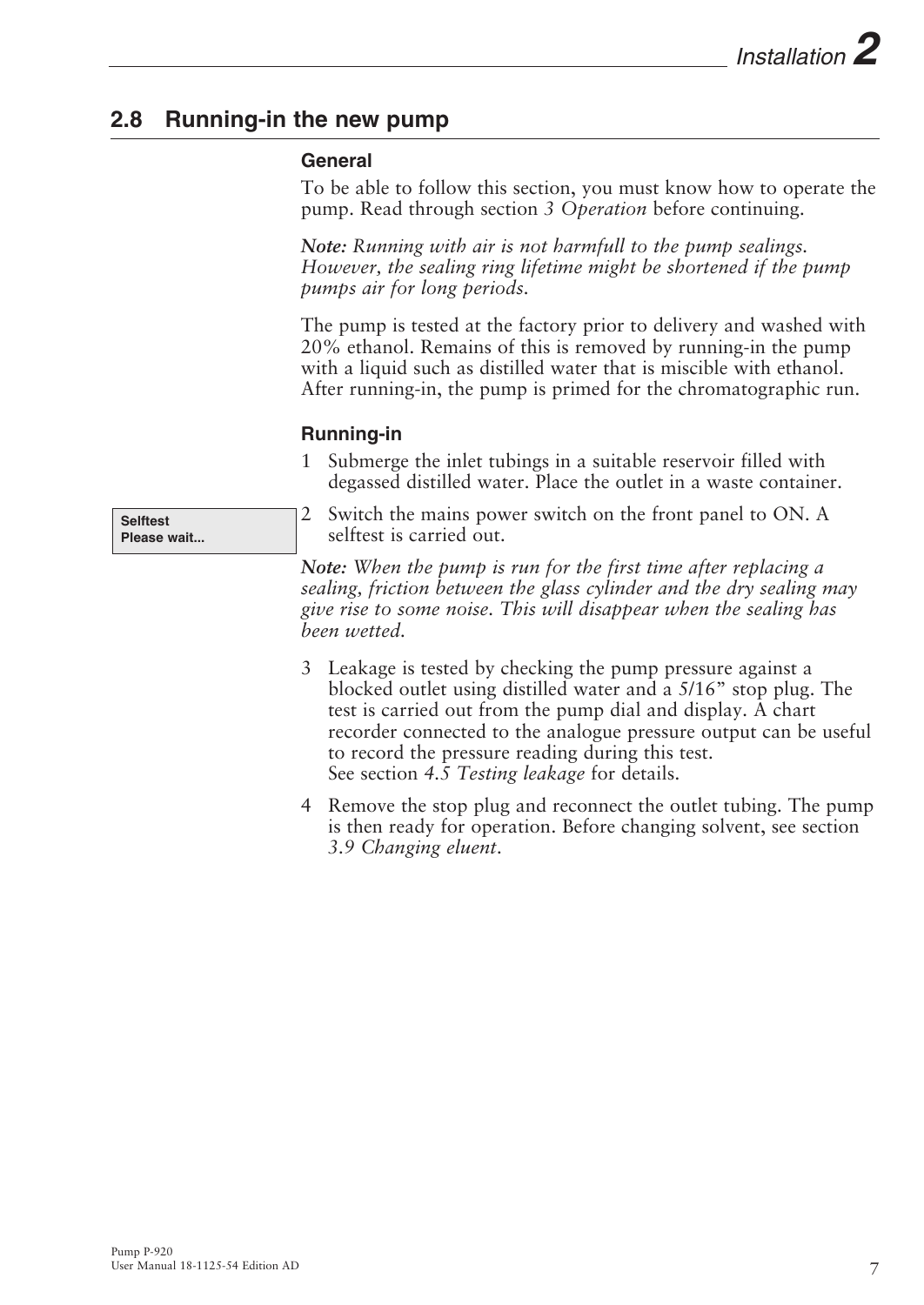## 2.8 Running-in the new pump

### General

To be able to follow this section, you must know how to operate the pump. Read through section *3 Operation* before continuing.

***Note:*** *Running with air is not harmfull to the pump sealings. However, the sealing ring lifetime might be shortened if the pump pumps air for long periods.*

The pump is tested at the factory prior to delivery and washed with 20% ethanol. Remains of this is removed by running-in the pump with a liquid such as distilled water that is miscible with ethanol. After running-in, the pump is primed for the chromatographic run.

### Running-in

1 Submerge the inlet tubings in a suitable reservoir filled with degassed distilled water. Place the outlet in a waste container.

**Selftest**
**Please wait...**

2 Switch the mains power switch on the front panel to ON. A selftest is carried out.

***Note:*** *When the pump is run for the first time after replacing a sealing, friction between the glass cylinder and the dry sealing may give rise to some noise. This will disappear when the sealing has been wetted.*

3 Leakage is tested by checking the pump pressure against a blocked outlet using distilled water and a 5/16" stop plug. The test is carried out from the pump dial and display. A chart recorder connected to the analogue pressure output can be useful to record the pressure reading during this test.
See section *4.5 Testing leakage* for details.

4 Remove the stop plug and reconnect the outlet tubing. The pump is then ready for operation. Before changing solvent, see section *3.9 Changing eluent*.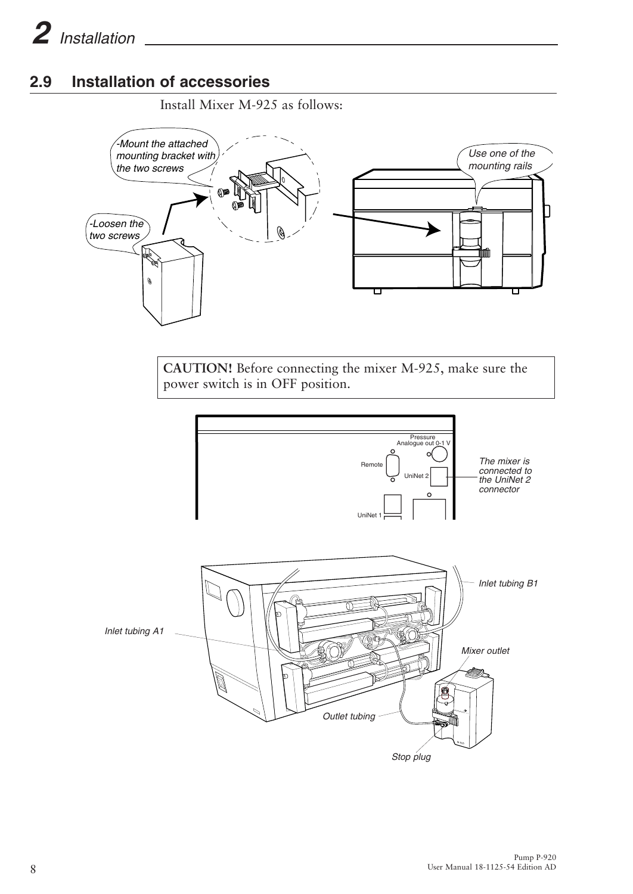## 2.9 Installation of accessories

Install Mixer M-925 as follows:

-Mount the attached mounting bracket with the two screws

Use one of the mounting rails

-Loosen the two screws

**CAUTION!** Before connecting the mixer M-925, make sure the power switch is in OFF position.

Pressure Analogue out 0-1 V

Remote

UniNet 2

UniNet 1

*The mixer is connected to the UniNet 2 connector*

*Inlet tubing B1*

*Inlet tubing A1*

*Mixer outlet*

*Outlet tubing*

*Stop plug*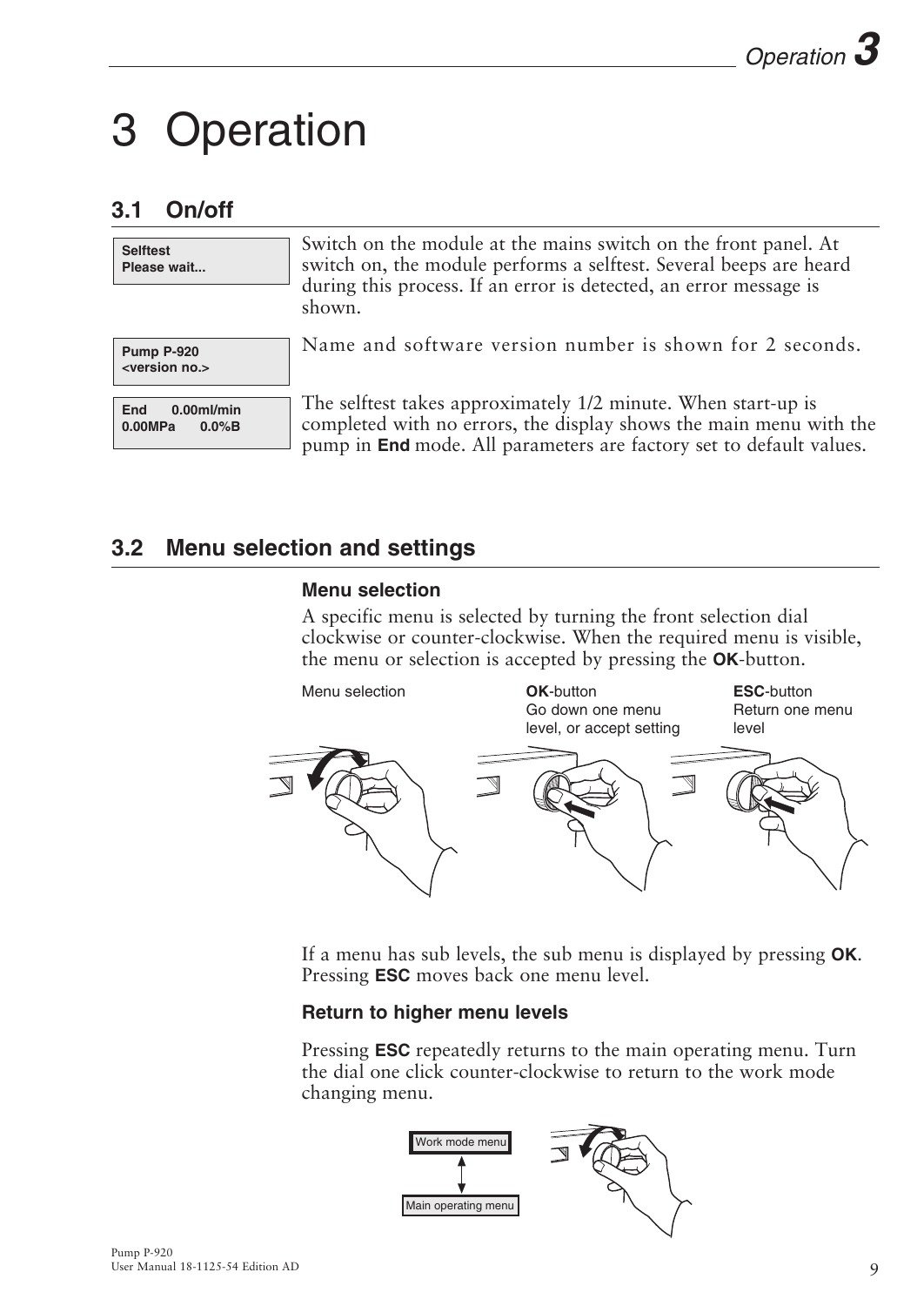# 3 Operation

## 3.1 On/off

**Selftest**
**Please wait...**

Switch on the module at the mains switch on the front panel. At switch on, the module performs a selftest. Several beeps are heard during this process. If an error is detected, an error message is shown.

**Pump P-920**
**<version no.>**

Name and software version number is shown for 2 seconds.

**End 0.00ml/min**
**0.00MPa 0.0%B**

The selftest takes approximately 1/2 minute. When start-up is completed with no errors, the display shows the main menu with the pump in **End** mode. All parameters are factory set to default values.

## 3.2 Menu selection and settings

### Menu selection

A specific menu is selected by turning the front selection dial clockwise or counter-clockwise. When the required menu is visible, the menu or selection is accepted by pressing the **OK**-button.

Menu selection

**OK**-button
Go down one menu level, or accept setting

**ESC**-button
Return one menu level

If a menu has sub levels, the sub menu is displayed by pressing **OK**. Pressing **ESC** moves back one menu level.

### Return to higher menu levels

Pressing **ESC** repeatedly returns to the main operating menu. Turn the dial one click counter-clockwise to return to the work mode changing menu.

Work mode menu

Main operating menu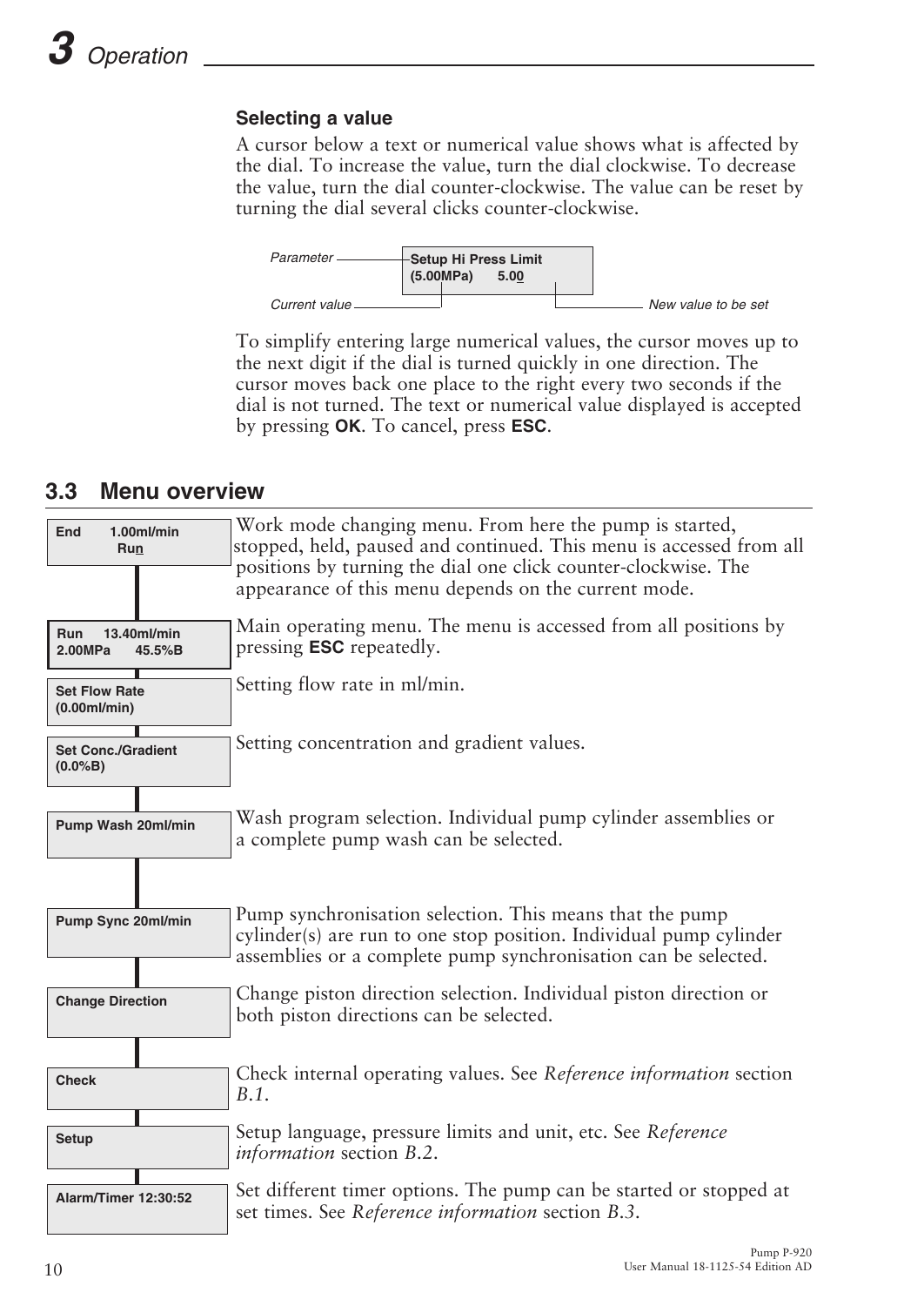### Selecting a value

A cursor below a text or numerical value shows what is affected by the dial. To increase the value, turn the dial clockwise. To decrease the value, turn the dial counter-clockwise. The value can be reset by turning the dial several clicks counter-clockwise.

```
Parameter ------ Setup Hi Press Limit
                 (5.00MPa)     5.00
Current value ---                     ------ New value to be set
```

To simplify entering large numerical values, the cursor moves up to the next digit if the dial is turned quickly in one direction. The cursor moves back one place to the right every two seconds if the dial is not turned. The text or numerical value displayed is accepted by pressing **OK**. To cancel, press **ESC**.

## 3.3 Menu overview

| Display | Description |
|---|---|
| **End 1.00ml/min Run** | Work mode changing menu. From here the pump is started, stopped, held, paused and continued. This menu is accessed from all positions by turning the dial one click counter-clockwise. The appearance of this menu depends on the current mode. |
| **Run 13.40ml/min 2.00MPa 45.5%B** | Main operating menu. The menu is accessed from all positions by pressing **ESC** repeatedly. |
| **Set Flow Rate (0.00ml/min)** | Setting flow rate in ml/min. |
| **Set Conc./Gradient (0.0%B)** | Setting concentration and gradient values. |
| **Pump Wash 20ml/min** | Wash program selection. Individual pump cylinder assemblies or a complete pump wash can be selected. |
| **Pump Sync 20ml/min** | Pump synchronisation selection. This means that the pump cylinder(s) are run to one stop position. Individual pump cylinder assemblies or a complete pump synchronisation can be selected. |
| **Change Direction** | Change piston direction selection. Individual piston direction or both piston directions can be selected. |
| **Check** | Check internal operating values. See *Reference information* section *B.1*. |
| **Setup** | Setup language, pressure limits and unit, etc. See *Reference information* section *B.2*. |
| **Alarm/Timer 12:30:52** | Set different timer options. The pump can be started or stopped at set times. See *Reference information* section *B.3*. |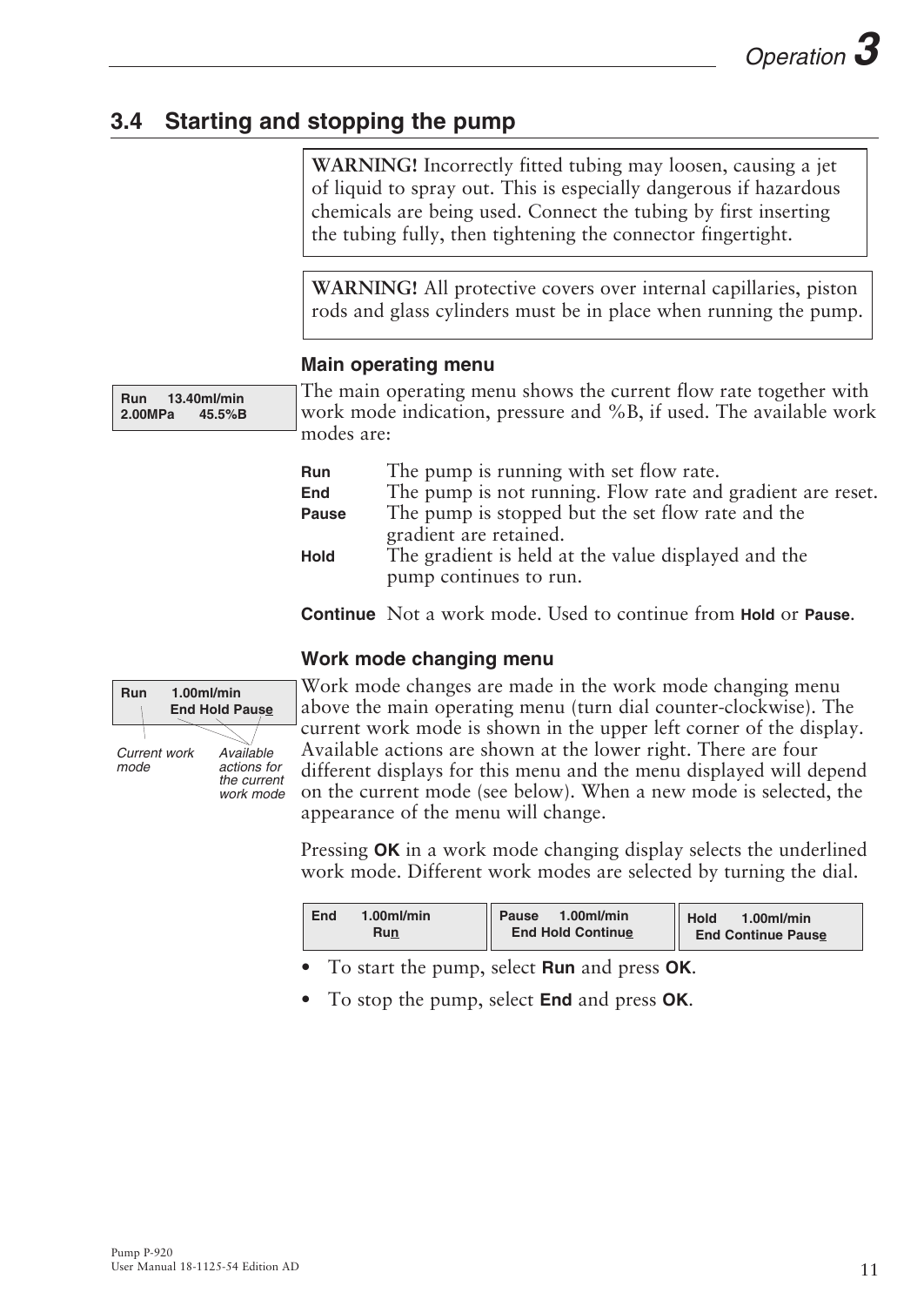## 3.4 Starting and stopping the pump

> **WARNING!** Incorrectly fitted tubing may loosen, causing a jet of liquid to spray out. This is especially dangerous if hazardous chemicals are being used. Connect the tubing by first inserting the tubing fully, then tightening the connector fingertight.

> **WARNING!** All protective covers over internal capillaries, piston rods and glass cylinders must be in place when running the pump.

### Main operating menu

```
Run     13.40ml/min
2.00MPa      45.5%B
```

The main operating menu shows the current flow rate together with work mode indication, pressure and %B, if used. The available work modes are:

**Run** The pump is running with set flow rate.
**End** The pump is not running. Flow rate and gradient are reset.
**Pause** The pump is stopped but the set flow rate and the gradient are retained.
**Hold** The gradient is held at the value displayed and the pump continues to run.

**Continue** Not a work mode. Used to continue from **Hold** or **Pause**.

### Work mode changing menu

```
Run      1.00ml/min
         End Hold Pause
```

*Current work mode* — *Available actions for the current work mode*

Work mode changes are made in the work mode changing menu above the main operating menu (turn dial counter-clockwise). The current work mode is shown in the upper left corner of the display. Available actions are shown at the lower right. There are four different displays for this menu and the menu displayed will depend on the current mode (see below). When a new mode is selected, the appearance of the menu will change.

Pressing **OK** in a work mode changing display selects the underlined work mode. Different work modes are selected by turning the dial.

```
End      1.00ml/min
         Run
```

```
Pause     1.00ml/min
  End Hold Continue
```

```
Hold      1.00ml/min
  End Continue Pause
```

- To start the pump, select **Run** and press **OK**.
- To stop the pump, select **End** and press **OK**.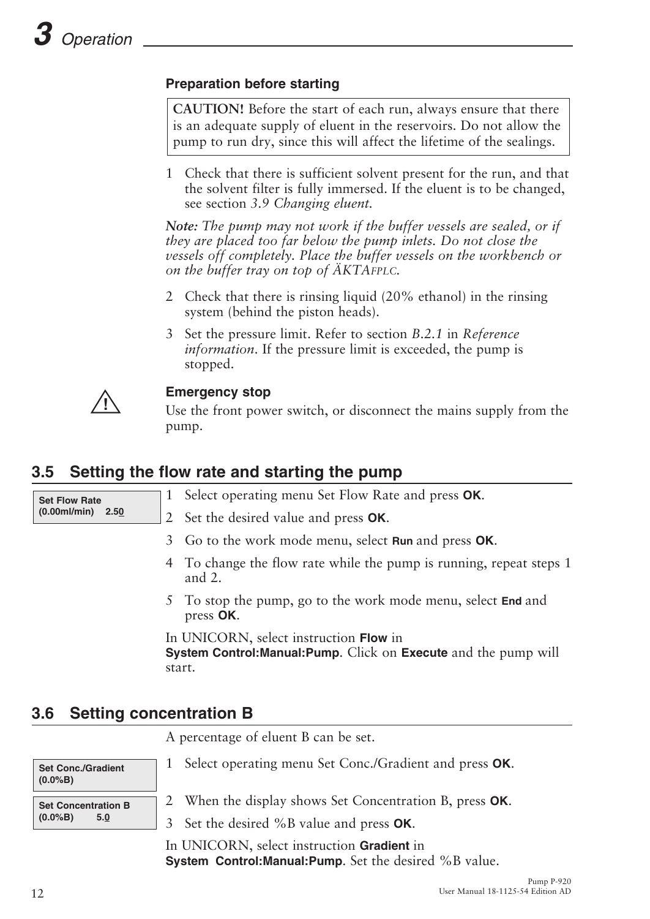### Preparation before starting

**CAUTION!** Before the start of each run, always ensure that there is an adequate supply of eluent in the reservoirs. Do not allow the pump to run dry, since this will affect the lifetime of the sealings.

1 Check that there is sufficient solvent present for the run, and that the solvent filter is fully immersed. If the eluent is to be changed, see section *3.9 Changing eluent*.

*Note: The pump may not work if the buffer vessels are sealed, or if they are placed too far below the pump inlets. Do not close the vessels off completely. Place the buffer vessels on the workbench or on the buffer tray on top of ÄKTAFPLC.*

2 Check that there is rinsing liquid (20% ethanol) in the rinsing system (behind the piston heads).

3 Set the pressure limit. Refer to section *B.2.1* in *Reference information*. If the pressure limit is exceeded, the pump is stopped.

### Emergency stop

Use the front power switch, or disconnect the mains supply from the pump.

## 3.5 Setting the flow rate and starting the pump

**Set Flow Rate**
**(0.00ml/min) 2.50**

1 Select operating menu Set Flow Rate and press **OK**.

2 Set the desired value and press **OK**.

3 Go to the work mode menu, select **Run** and press **OK**.

4 To change the flow rate while the pump is running, repeat steps 1 and 2.

5 To stop the pump, go to the work mode menu, select **End** and press **OK**.

In UNICORN, select instruction **Flow** in **System Control:Manual:Pump**. Click on **Execute** and the pump will start.

## 3.6 Setting concentration B

A percentage of eluent B can be set.

**Set Conc./Gradient**
**(0.0%B)**

**Set Concentration B**
**(0.0%B) 5.0**

1 Select operating menu Set Conc./Gradient and press **OK**.

2 When the display shows Set Concentration B, press **OK**.

3 Set the desired %B value and press **OK**.

In UNICORN, select instruction **Gradient** in **System Control:Manual:Pump**. Set the desired %B value.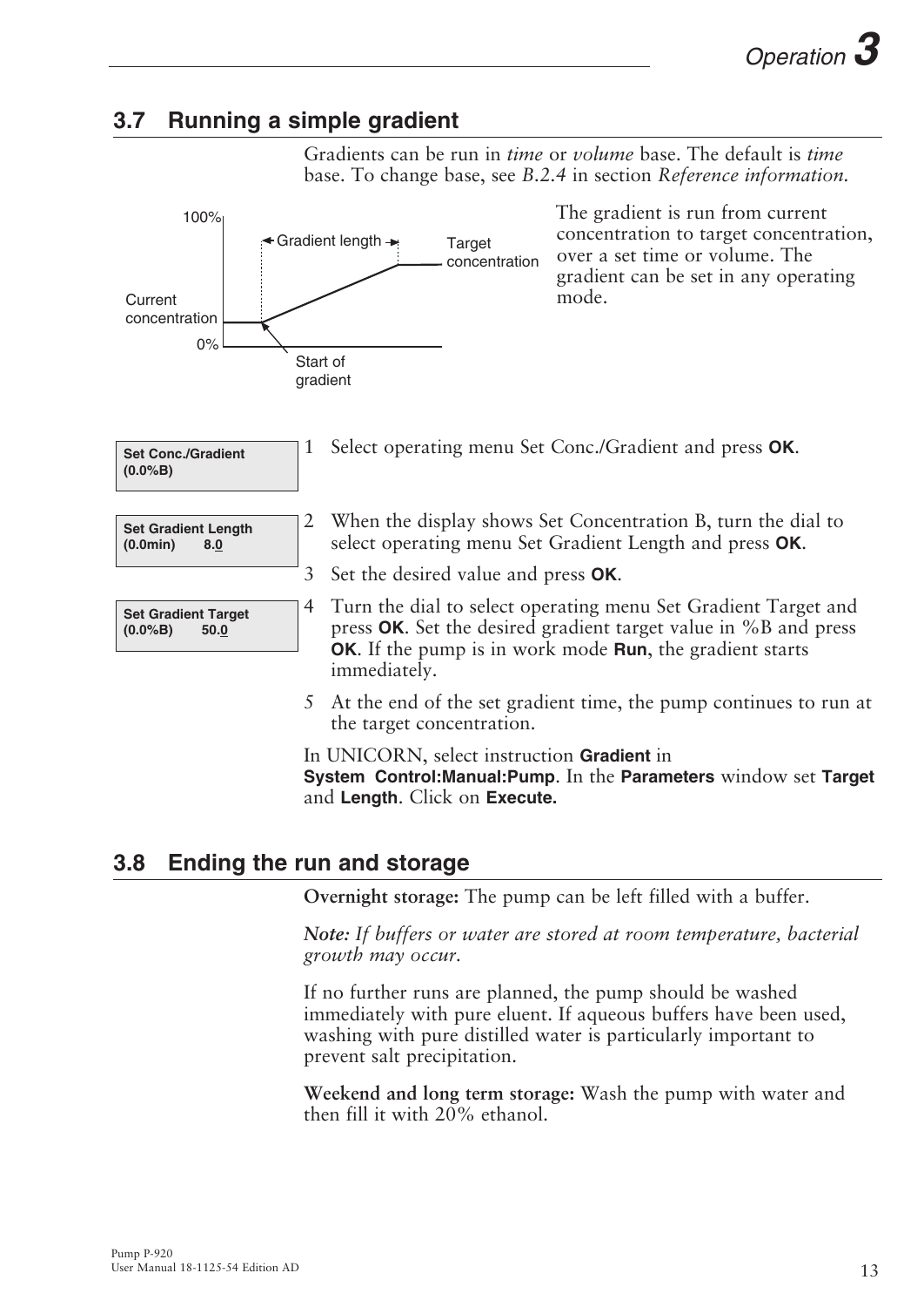## 3.7 Running a simple gradient

Gradients can be run in *time* or *volume* base. The default is *time* base. To change base, see *B.2.4* in section *Reference information.*

100%

Gradient length

Target concentration

Current concentration

0%

Start of gradient

The gradient is run from current concentration to target concentration, over a set time or volume. The gradient can be set in any operating mode.

```
Set Conc./Gradient
(0.0%B)
```

1 Select operating menu Set Conc./Gradient and press **OK**.

```
Set Gradient Length
(0.0min)      8.0
```

2 When the display shows Set Concentration B, turn the dial to select operating menu Set Gradient Length and press **OK**.

3 Set the desired value and press **OK**.

```
Set Gradient Target
(0.0%B)      50.0
```

4 Turn the dial to select operating menu Set Gradient Target and press **OK**. Set the desired gradient target value in %B and press **OK**. If the pump is in work mode **Run**, the gradient starts immediately.

5 At the end of the set gradient time, the pump continues to run at the target concentration.

In UNICORN, select instruction **Gradient** in **System Control:Manual:Pump**. In the **Parameters** window set **Target** and **Length**. Click on **Execute.**

## 3.8 Ending the run and storage

**Overnight storage:** The pump can be left filled with a buffer.

***Note:*** *If buffers or water are stored at room temperature, bacterial growth may occur.*

If no further runs are planned, the pump should be washed immediately with pure eluent. If aqueous buffers have been used, washing with pure distilled water is particularly important to prevent salt precipitation.

**Weekend and long term storage:** Wash the pump with water and then fill it with 20% ethanol.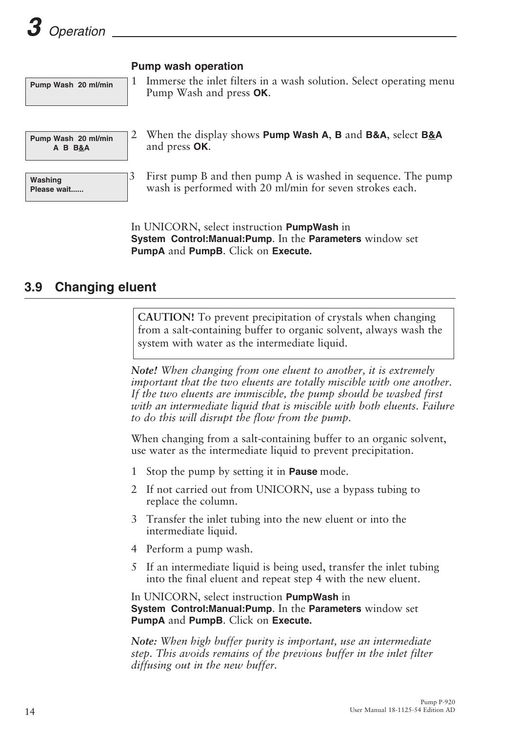**Pump wash operation**

Pump Wash 20 ml/min

1. Immerse the inlet filters in a wash solution. Select operating menu Pump Wash and press **OK**.

Pump Wash 20 ml/min
A B B&A

2. When the display shows **Pump Wash A**, **B** and **B&A**, select **B&A** and press **OK**.

Washing
Please wait......

3. First pump B and then pump A is washed in sequence. The pump wash is performed with 20 ml/min for seven strokes each.

In UNICORN, select instruction **PumpWash** in **System Control:Manual:Pump**. In the **Parameters** window set **PumpA** and **PumpB**. Click on **Execute.**

## 3.9 Changing eluent

**CAUTION!** To prevent precipitation of crystals when changing from a salt-containing buffer to organic solvent, always wash the system with water as the intermediate liquid.

***Note!*** *When changing from one eluent to another, it is extremely important that the two eluents are totally miscible with one another. If the two eluents are immiscible, the pump should be washed first with an intermediate liquid that is miscible with both eluents. Failure to do this will disrupt the flow from the pump.*

When changing from a salt-containing buffer to an organic solvent, use water as the intermediate liquid to prevent precipitation.

1. Stop the pump by setting it in **Pause** mode.
2. If not carried out from UNICORN, use a bypass tubing to replace the column.
3. Transfer the inlet tubing into the new eluent or into the intermediate liquid.
4. Perform a pump wash.
5. If an intermediate liquid is being used, transfer the inlet tubing into the final eluent and repeat step 4 with the new eluent.

In UNICORN, select instruction **PumpWash** in **System Control:Manual:Pump**. In the **Parameters** window set **PumpA** and **PumpB**. Click on **Execute.**

***Note:*** *When high buffer purity is important, use an intermediate step. This avoids remains of the previous buffer in the inlet filter diffusing out in the new buffer.*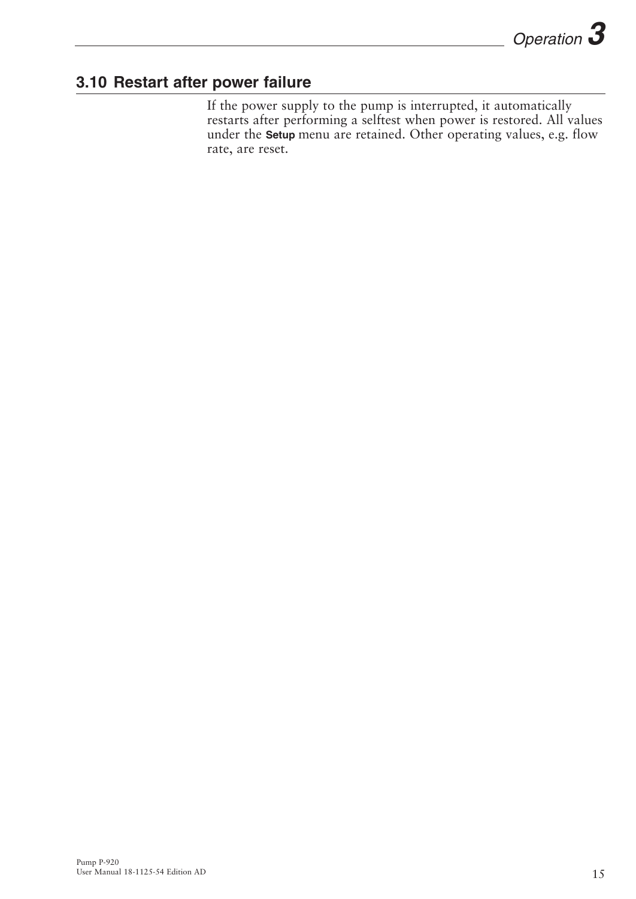## 3.10 Restart after power failure

If the power supply to the pump is interrupted, it automatically restarts after performing a selftest when power is restored. All values under the **Setup** menu are retained. Other operating values, e.g. flow rate, are reset.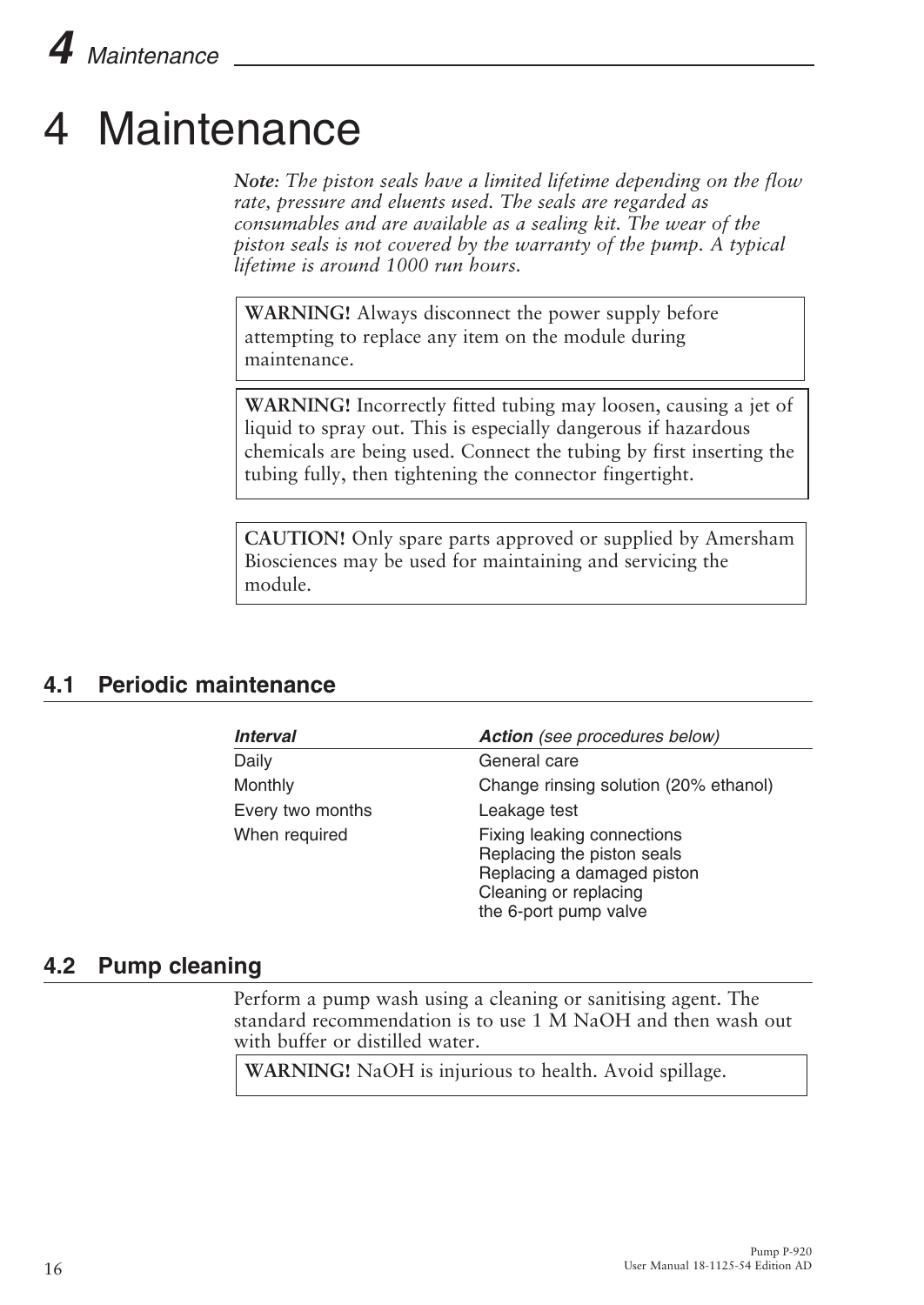# 4 Maintenance

*Note: The piston seals have a limited lifetime depending on the flow rate, pressure and eluents used. The seals are regarded as consumables and are available as a sealing kit. The wear of the piston seals is not covered by the warranty of the pump. A typical lifetime is around 1000 run hours.*

**WARNING!** Always disconnect the power supply before attempting to replace any item on the module during maintenance.

**WARNING!** Incorrectly fitted tubing may loosen, causing a jet of liquid to spray out. This is especially dangerous if hazardous chemicals are being used. Connect the tubing by first inserting the tubing fully, then tightening the connector fingertight.

**CAUTION!** Only spare parts approved or supplied by Amersham Biosciences may be used for maintaining and servicing the module.

## 4.1 Periodic maintenance

| *Interval* | ***Action*** *(see procedures below)* |
|---|---|
| Daily | General care |
| Monthly | Change rinsing solution (20% ethanol) |
| Every two months | Leakage test |
| When required | Fixing leaking connections<br>Replacing the piston seals<br>Replacing a damaged piston<br>Cleaning or replacing the 6-port pump valve |

## 4.2 Pump cleaning

Perform a pump wash using a cleaning or sanitising agent. The standard recommendation is to use 1 M NaOH and then wash out with buffer or distilled water.

**WARNING!** NaOH is injurious to health. Avoid spillage.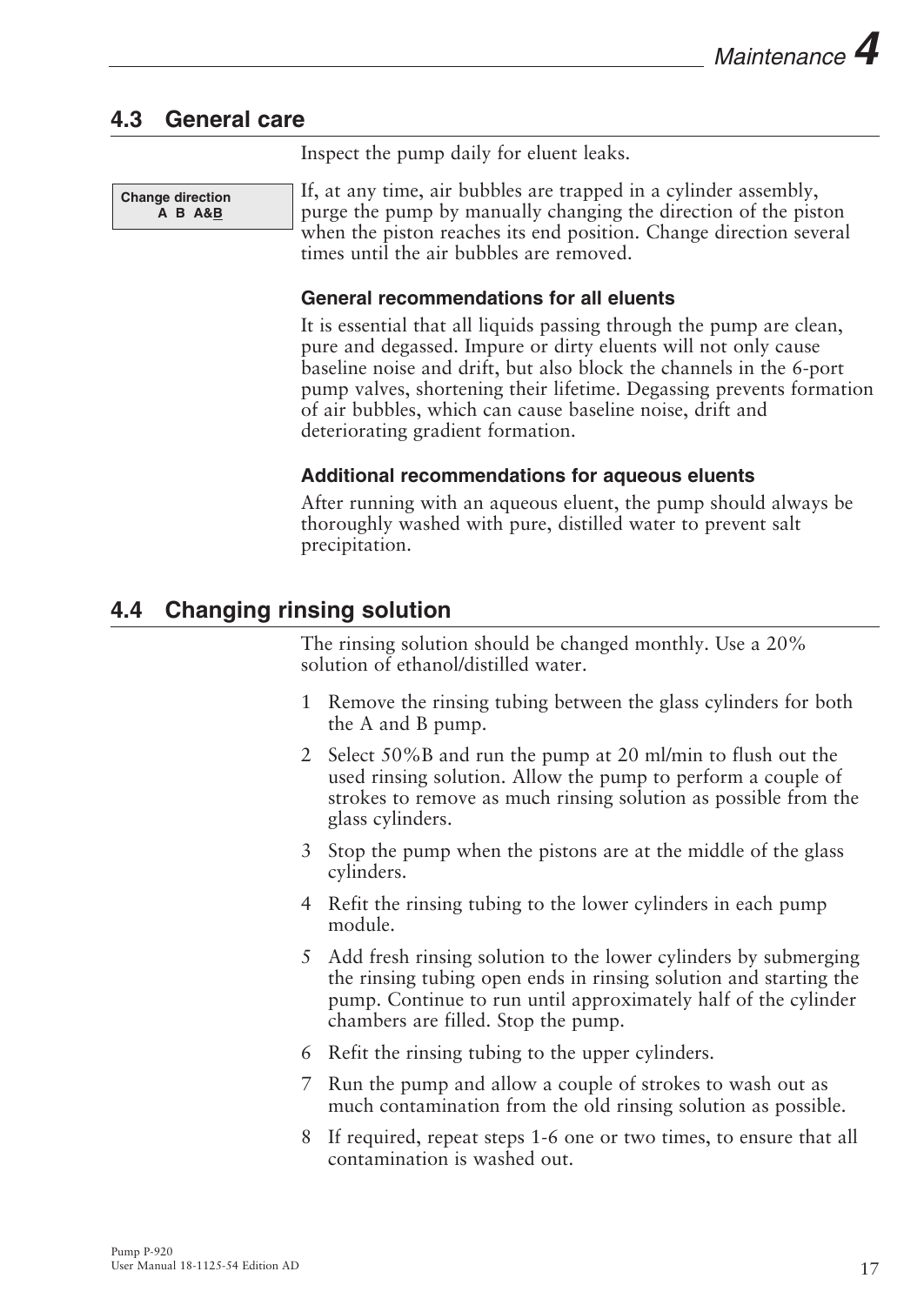## 4.3 General care

Inspect the pump daily for eluent leaks.

**Change direction**
**A B A&B**

If, at any time, air bubbles are trapped in a cylinder assembly, purge the pump by manually changing the direction of the piston when the piston reaches its end position. Change direction several times until the air bubbles are removed.

### General recommendations for all eluents

It is essential that all liquids passing through the pump are clean, pure and degassed. Impure or dirty eluents will not only cause baseline noise and drift, but also block the channels in the 6-port pump valves, shortening their lifetime. Degassing prevents formation of air bubbles, which can cause baseline noise, drift and deteriorating gradient formation.

### Additional recommendations for aqueous eluents

After running with an aqueous eluent, the pump should always be thoroughly washed with pure, distilled water to prevent salt precipitation.

## 4.4 Changing rinsing solution

The rinsing solution should be changed monthly. Use a 20% solution of ethanol/distilled water.

1. Remove the rinsing tubing between the glass cylinders for both the A and B pump.
2. Select 50%B and run the pump at 20 ml/min to flush out the used rinsing solution. Allow the pump to perform a couple of strokes to remove as much rinsing solution as possible from the glass cylinders.
3. Stop the pump when the pistons are at the middle of the glass cylinders.
4. Refit the rinsing tubing to the lower cylinders in each pump module.
5. Add fresh rinsing solution to the lower cylinders by submerging the rinsing tubing open ends in rinsing solution and starting the pump. Continue to run until approximately half of the cylinder chambers are filled. Stop the pump.
6. Refit the rinsing tubing to the upper cylinders.
7. Run the pump and allow a couple of strokes to wash out as much contamination from the old rinsing solution as possible.
8. If required, repeat steps 1-6 one or two times, to ensure that all contamination is washed out.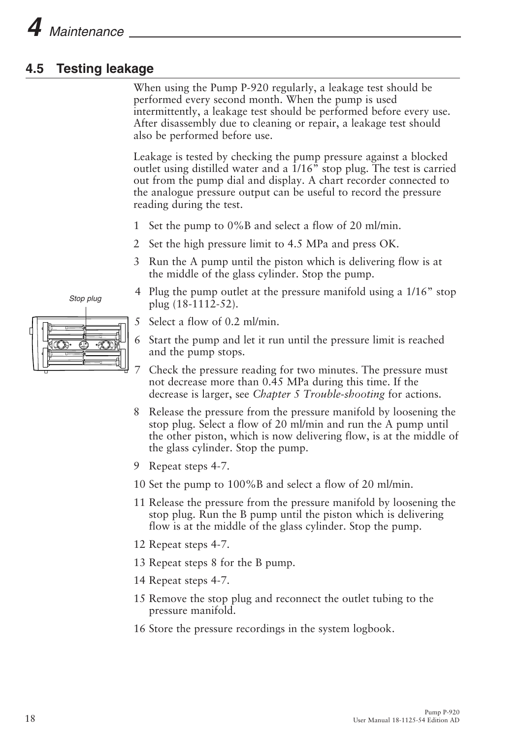## 4.5 Testing leakage

When using the Pump P-920 regularly, a leakage test should be performed every second month. When the pump is used intermittently, a leakage test should be performed before every use. After disassembly due to cleaning or repair, a leakage test should also be performed before use.

Leakage is tested by checking the pump pressure against a blocked outlet using distilled water and a 1/16” stop plug. The test is carried out from the pump dial and display. A chart recorder connected to the analogue pressure output can be useful to record the pressure reading during the test.

Stop plug

1. Set the pump to 0%B and select a flow of 20 ml/min.
2. Set the high pressure limit to 4.5 MPa and press OK.
3. Run the A pump until the piston which is delivering flow is at the middle of the glass cylinder. Stop the pump.
4. Plug the pump outlet at the pressure manifold using a 1/16” stop plug (18-1112-52).
5. Select a flow of 0.2 ml/min.
6. Start the pump and let it run until the pressure limit is reached and the pump stops.
7. Check the pressure reading for two minutes. The pressure must not decrease more than 0.45 MPa during this time. If the decrease is larger, see *Chapter 5 Trouble-shooting* for actions.
8. Release the pressure from the pressure manifold by loosening the stop plug. Select a flow of 20 ml/min and run the A pump until the other piston, which is now delivering flow, is at the middle of the glass cylinder. Stop the pump.
9. Repeat steps 4-7.
10. Set the pump to 100%B and select a flow of 20 ml/min.
11. Release the pressure from the pressure manifold by loosening the stop plug. Run the B pump until the piston which is delivering flow is at the middle of the glass cylinder. Stop the pump.
12. Repeat steps 4-7.
13. Repeat steps 8 for the B pump.
14. Repeat steps 4-7.
15. Remove the stop plug and reconnect the outlet tubing to the pressure manifold.
16. Store the pressure recordings in the system logbook.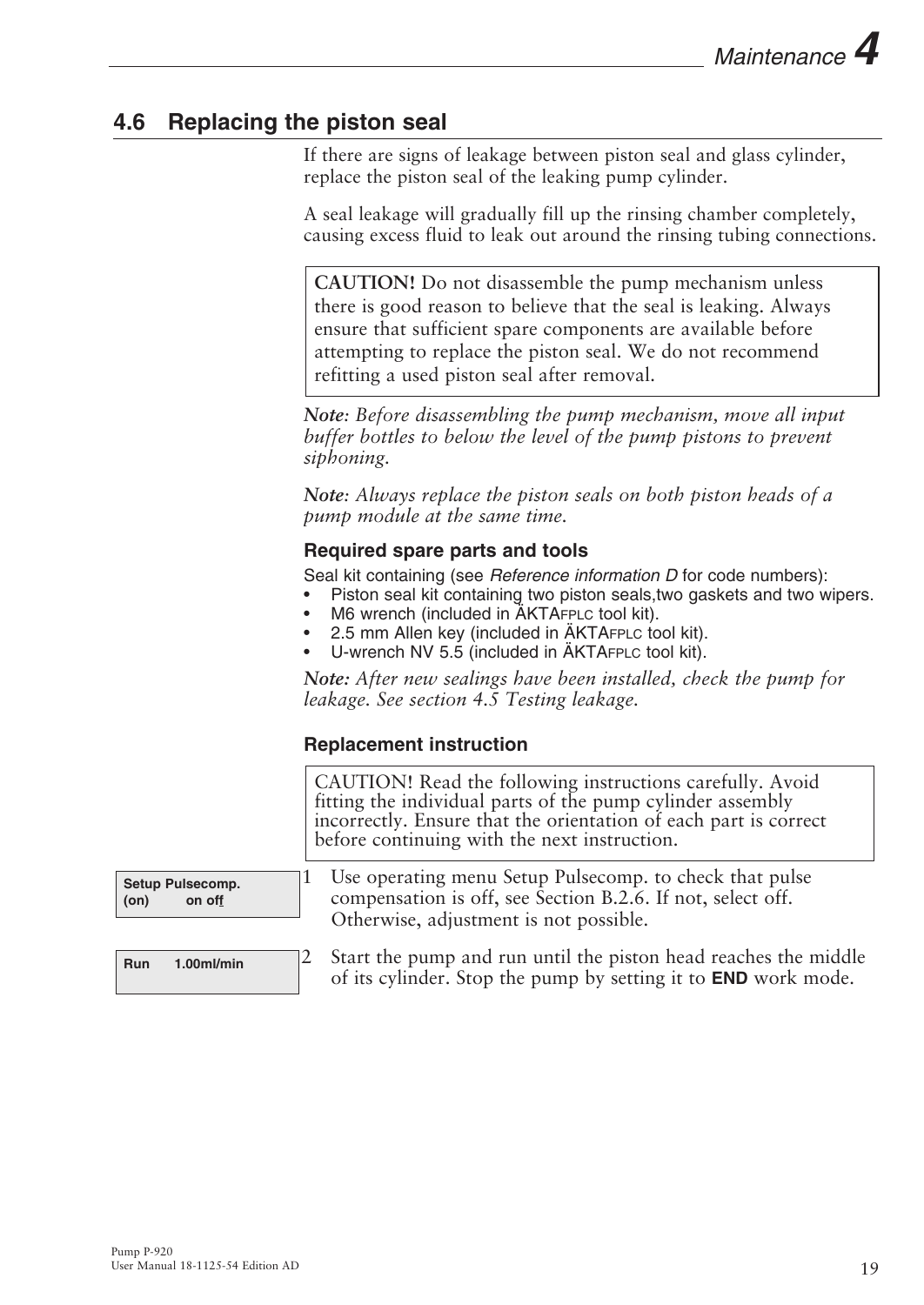## 4.6 Replacing the piston seal

If there are signs of leakage between piston seal and glass cylinder, replace the piston seal of the leaking pump cylinder.

A seal leakage will gradually fill up the rinsing chamber completely, causing excess fluid to leak out around the rinsing tubing connections.

> **CAUTION!** Do not disassemble the pump mechanism unless there is good reason to believe that the seal is leaking. Always ensure that sufficient spare components are available before attempting to replace the piston seal. We do not recommend refitting a used piston seal after removal.

***Note**: Before disassembling the pump mechanism, move all input buffer bottles to below the level of the pump pistons to prevent siphoning.*

***Note**: Always replace the piston seals on both piston heads of a pump module at the same time.*

### Required spare parts and tools

Seal kit containing (see *Reference information D* for code numbers):

- Piston seal kit containing two piston seals,two gaskets and two wipers.
- M6 wrench (included in ÄKTAFPLC tool kit).
- 2.5 mm Allen key (included in ÄKTAFPLC tool kit).
- U-wrench NV 5.5 (included in ÄKTAFPLC tool kit).

***Note:** After new sealings have been installed, check the pump for leakage. See section 4.5 Testing leakage.*

### Replacement instruction

> CAUTION! Read the following instructions carefully. Avoid fitting the individual parts of the pump cylinder assembly incorrectly. Ensure that the orientation of each part is correct before continuing with the next instruction.

```
Setup Pulsecomp.
(on)        on off
```

1. Use operating menu Setup Pulsecomp. to check that pulse compensation is off, see Section B.2.6. If not, select off. Otherwise, adjustment is not possible.

```
Run     1.00ml/min
```

2. Start the pump and run until the piston head reaches the middle of its cylinder. Stop the pump by setting it to **END** work mode.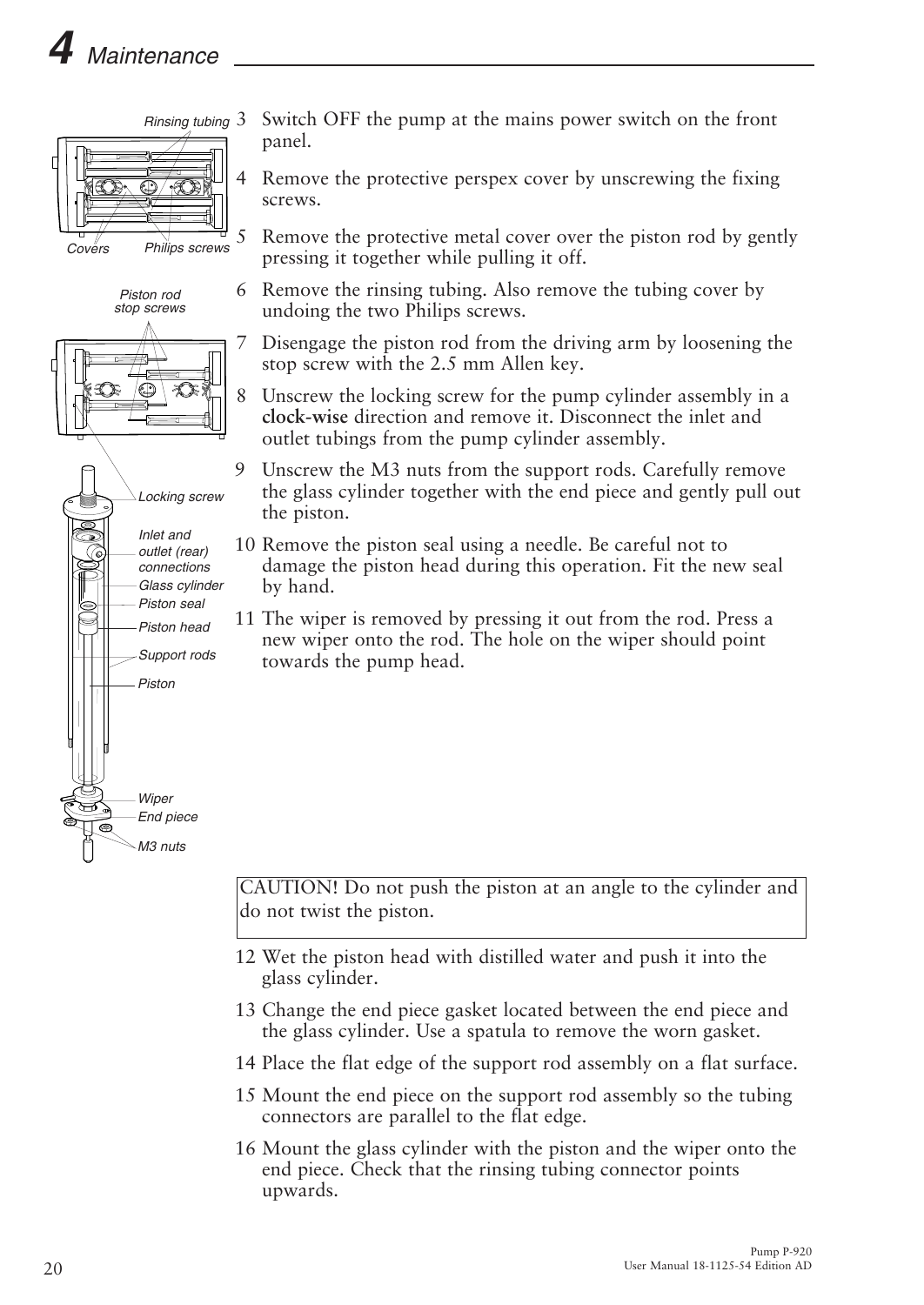3 Switch OFF the pump at the mains power switch on the front panel.

4 Remove the protective perspex cover by unscrewing the fixing screws.

5 Remove the protective metal cover over the piston rod by gently pressing it together while pulling it off.

6 Remove the rinsing tubing. Also remove the tubing cover by undoing the two Philips screws.

7 Disengage the piston rod from the driving arm by loosening the stop screw with the 2.5 mm Allen key.

8 Unscrew the locking screw for the pump cylinder assembly in a **clock-wise** direction and remove it. Disconnect the inlet and outlet tubings from the pump cylinder assembly.

9 Unscrew the M3 nuts from the support rods. Carefully remove the glass cylinder together with the end piece and gently pull out the piston.

10 Remove the piston seal using a needle. Be careful not to damage the piston head during this operation. Fit the new seal by hand.

11 The wiper is removed by pressing it out from the rod. Press a new wiper onto the rod. The hole on the wiper should point towards the pump head.

| CAUTION! Do not push the piston at an angle to the cylinder and do not twist the piston. |
|---|

12 Wet the piston head with distilled water and push it into the glass cylinder.

13 Change the end piece gasket located between the end piece and the glass cylinder. Use a spatula to remove the worn gasket.

14 Place the flat edge of the support rod assembly on a flat surface.

15 Mount the end piece on the support rod assembly so the tubing connectors are parallel to the flat edge.

16 Mount the glass cylinder with the piston and the wiper onto the end piece. Check that the rinsing tubing connector points upwards.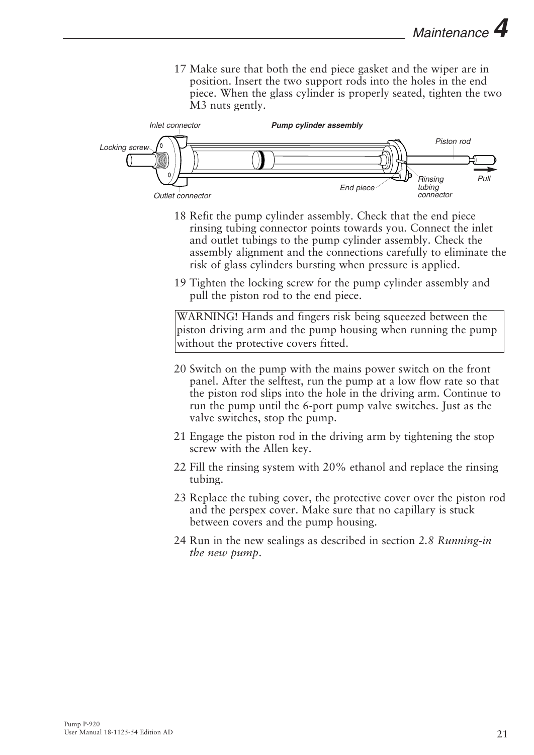17 Make sure that both the end piece gasket and the wiper are in position. Insert the two support rods into the holes in the end piece. When the glass cylinder is properly seated, tighten the two M3 nuts gently.

18 Refit the pump cylinder assembly. Check that the end piece rinsing tubing connector points towards you. Connect the inlet and outlet tubings to the pump cylinder assembly. Check the assembly alignment and the connections carefully to eliminate the risk of glass cylinders bursting when pressure is applied.

19 Tighten the locking screw for the pump cylinder assembly and pull the piston rod to the end piece.

| WARNING! Hands and fingers risk being squeezed between the piston driving arm and the pump housing when running the pump without the protective covers fitted. |
|---|

20 Switch on the pump with the mains power switch on the front panel. After the selftest, run the pump at a low flow rate so that the piston rod slips into the hole in the driving arm. Continue to run the pump until the 6-port pump valve switches. Just as the valve switches, stop the pump.

21 Engage the piston rod in the driving arm by tightening the stop screw with the Allen key.

22 Fill the rinsing system with 20% ethanol and replace the rinsing tubing.

23 Replace the tubing cover, the protective cover over the piston rod and the perspex cover. Make sure that no capillary is stuck between covers and the pump housing.

24 Run in the new sealings as described in section *2.8 Running-in the new pump*.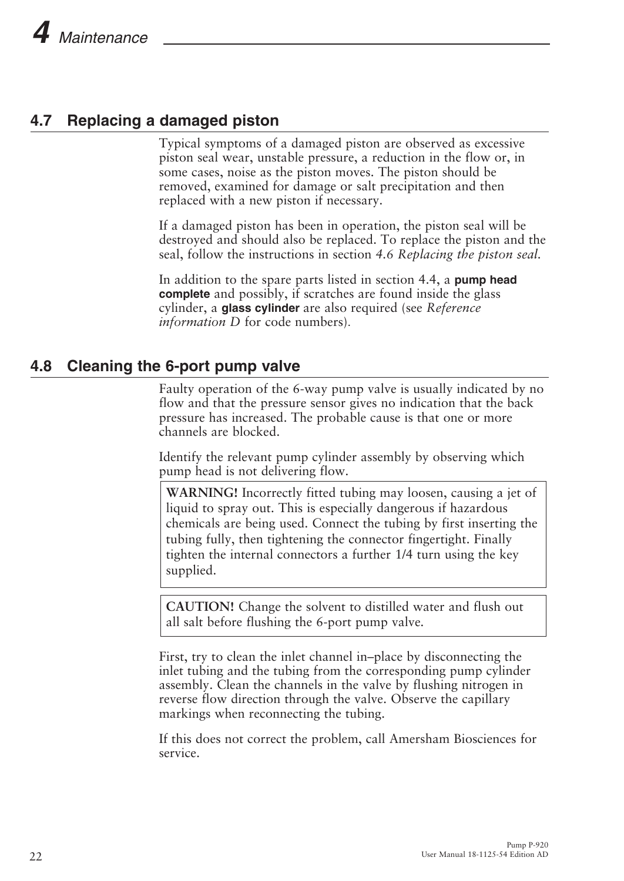## 4.7 Replacing a damaged piston

Typical symptoms of a damaged piston are observed as excessive piston seal wear, unstable pressure, a reduction in the flow or, in some cases, noise as the piston moves. The piston should be removed, examined for damage or salt precipitation and then replaced with a new piston if necessary.

If a damaged piston has been in operation, the piston seal will be destroyed and should also be replaced. To replace the piston and the seal, follow the instructions in section *4.6 Replacing the piston seal*.

In addition to the spare parts listed in section 4.4, a **pump head complete** and possibly, if scratches are found inside the glass cylinder, a **glass cylinder** are also required (see *Reference information D* for code numbers).

## 4.8 Cleaning the 6-port pump valve

Faulty operation of the 6-way pump valve is usually indicated by no flow and that the pressure sensor gives no indication that the back pressure has increased. The probable cause is that one or more channels are blocked.

Identify the relevant pump cylinder assembly by observing which pump head is not delivering flow.

> **WARNING!** Incorrectly fitted tubing may loosen, causing a jet of liquid to spray out. This is especially dangerous if hazardous chemicals are being used. Connect the tubing by first inserting the tubing fully, then tightening the connector fingertight. Finally tighten the internal connectors a further 1/4 turn using the key supplied.

> **CAUTION!** Change the solvent to distilled water and flush out all salt before flushing the 6-port pump valve.

First, try to clean the inlet channel in–place by disconnecting the inlet tubing and the tubing from the corresponding pump cylinder assembly. Clean the channels in the valve by flushing nitrogen in reverse flow direction through the valve. Observe the capillary markings when reconnecting the tubing.

If this does not correct the problem, call Amersham Biosciences for service.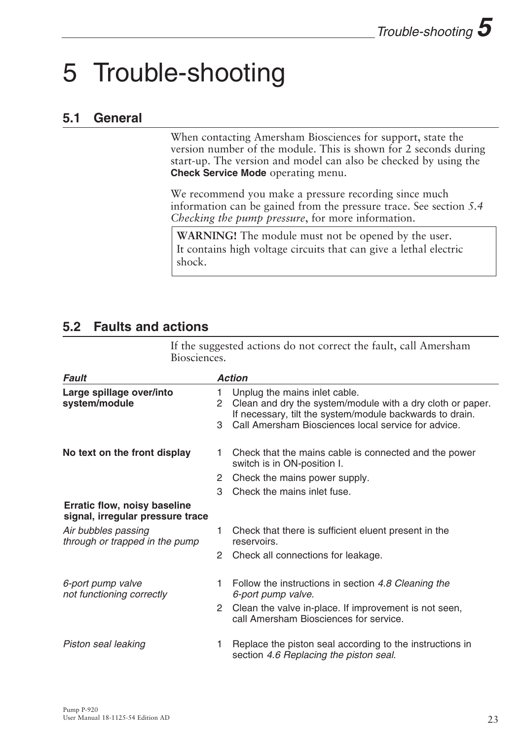# 5 Trouble-shooting

## 5.1 General

When contacting Amersham Biosciences for support, state the version number of the module. This is shown for 2 seconds during start-up. The version and model can also be checked by using the **Check Service Mode** operating menu.

We recommend you make a pressure recording since much information can be gained from the pressure trace. See section *5.4 Checking the pump pressure*, for more information.

> **WARNING!** The module must not be opened by the user. It contains high voltage circuits that can give a lethal electric shock.

## 5.2 Faults and actions

If the suggested actions do not correct the fault, call Amersham Biosciences.

| *Fault* | *Action* |
|---|---|
| **Large spillage over/into system/module** | 1 Unplug the mains inlet cable.<br>2 Clean and dry the system/module with a dry cloth or paper. If necessary, tilt the system/module backwards to drain.<br>3 Call Amersham Biosciences local service for advice. |
| **No text on the front display** | 1 Check that the mains cable is connected and the power switch is in ON-position I.<br>2 Check the mains power supply.<br>3 Check the mains inlet fuse. |
| **Erratic flow, noisy baseline signal, irregular pressure trace** | |
| *Air bubbles passing through or trapped in the pump* | 1 Check that there is sufficient eluent present in the reservoirs.<br>2 Check all connections for leakage. |
| *6-port pump valve not functioning correctly* | 1 Follow the instructions in section *4.8 Cleaning the 6-port pump valve*.<br>2 Clean the valve in-place. If improvement is not seen, call Amersham Biosciences for service. |
| *Piston seal leaking* | 1 Replace the piston seal according to the instructions in section *4.6 Replacing the piston seal*. |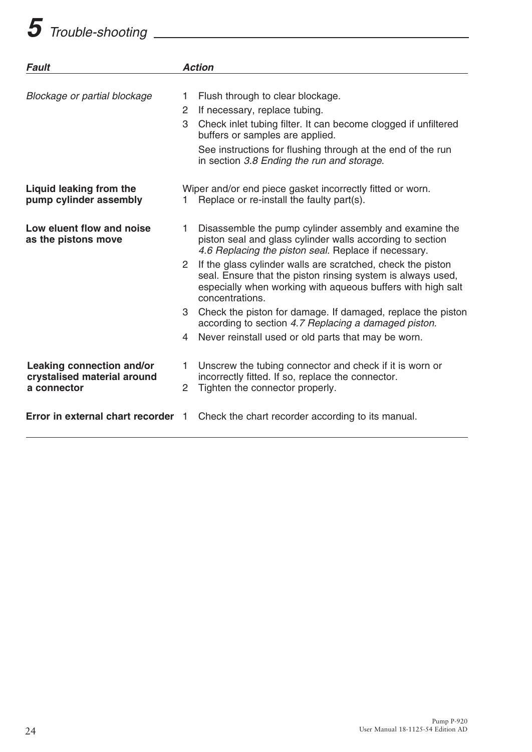# 5 Trouble-shooting

| *Fault* | *Action* |
|---|---|
| *Blockage or partial blockage* | 1 Flush through to clear blockage.<br>2 If necessary, replace tubing.<br>3 Check inlet tubing filter. It can become clogged if unfiltered buffers or samples are applied.<br>See instructions for flushing through at the end of the run in section *3.8 Ending the run and storage*. |
| **Liquid leaking from the pump cylinder assembly** | Wiper and/or end piece gasket incorrectly fitted or worn.<br>1 Replace or re-install the faulty part(s). |
| **Low eluent flow and noise as the pistons move** | 1 Disassemble the pump cylinder assembly and examine the piston seal and glass cylinder walls according to section *4.6 Replacing the piston seal.* Replace if necessary.<br>2 If the glass cylinder walls are scratched, check the piston seal. Ensure that the piston rinsing system is always used, especially when working with aqueous buffers with high salt concentrations.<br>3 Check the piston for damage. If damaged, replace the piston according to section *4.7 Replacing a damaged piston.*<br>4 Never reinstall used or old parts that may be worn. |
| **Leaking connection and/or crystalised material around a connector** | 1 Unscrew the tubing connector and check if it is worn or incorrectly fitted. If so, replace the connector.<br>2 Tighten the connector properly. |
| **Error in external chart recorder** | 1 Check the chart recorder according to its manual. |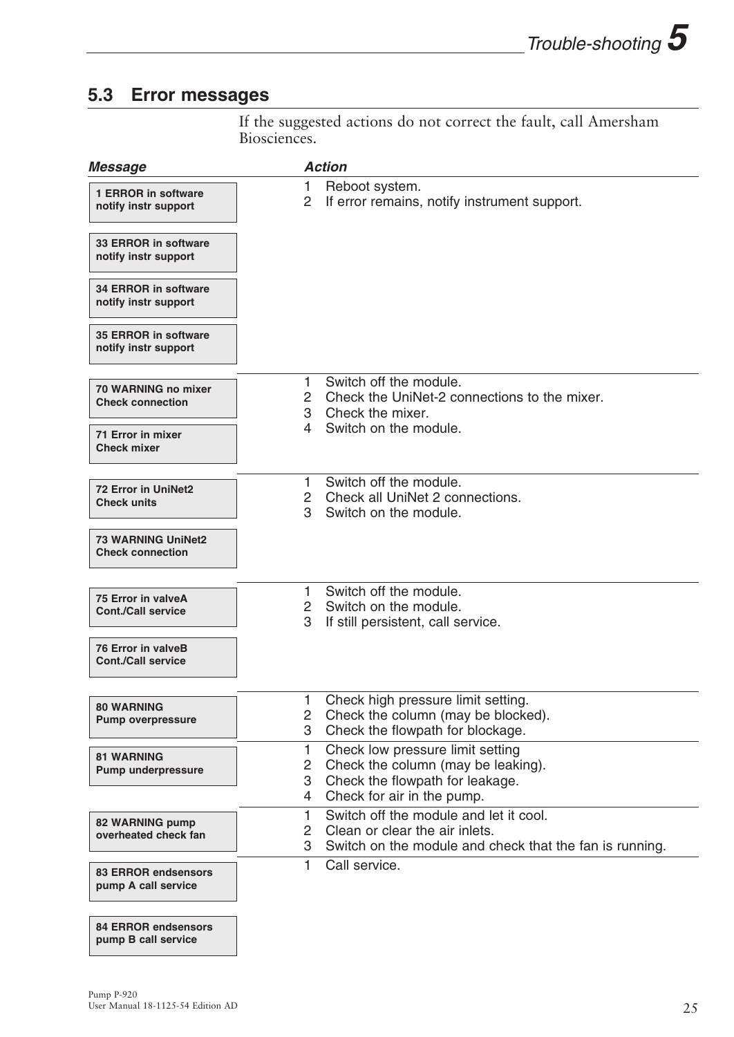## 5.3 Error messages

If the suggested actions do not correct the fault, call Amersham Biosciences.

| *Message* | *Action* |
|---|---|
| **1 ERROR in software notify instr support**<br>**33 ERROR in software notify instr support**<br>**34 ERROR in software notify instr support**<br>**35 ERROR in software notify instr support** | 1 Reboot system.<br>2 If error remains, notify instrument support. |
| **70 WARNING no mixer Check connection**<br>**71 Error in mixer Check mixer** | 1 Switch off the module.<br>2 Check the UniNet-2 connections to the mixer.<br>3 Check the mixer.<br>4 Switch on the module. |
| **72 Error in UniNet2 Check units**<br>**73 WARNING UniNet2 Check connection** | 1 Switch off the module.<br>2 Check all UniNet 2 connections.<br>3 Switch on the module. |
| **75 Error in valveA Cont./Call service**<br>**76 Error in valveB Cont./Call service** | 1 Switch off the module.<br>2 Switch on the module.<br>3 If still persistent, call service. |
| **80 WARNING Pump overpressure** | 1 Check high pressure limit setting.<br>2 Check the column (may be blocked).<br>3 Check the flowpath for blockage. |
| **81 WARNING Pump underpressure** | 1 Check low pressure limit setting<br>2 Check the column (may be leaking).<br>3 Check the flowpath for leakage.<br>4 Check for air in the pump. |
| **82 WARNING pump overheated check fan** | 1 Switch off the module and let it cool.<br>2 Clean or clear the air inlets.<br>3 Switch on the module and check that the fan is running. |
| **83 ERROR endsensors pump A call service**<br>**84 ERROR endsensors pump B call service** | 1 Call service. |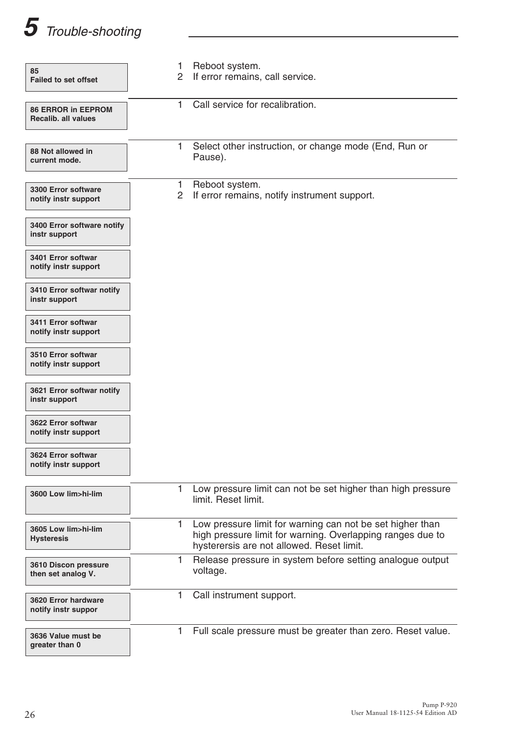# 5 Trouble-shooting

| Error message | Action |
|---|---|
| 85 Failed to set offset | 1 Reboot system.<br>2 If error remains, call service. |
| 86 ERROR in EEPROM Recalib. all values | 1 Call service for recalibration. |
| 88 Not allowed in current mode. | 1 Select other instruction, or change mode (End, Run or Pause). |
| 3300 Error software notify instr support<br>3400 Error software notify instr support<br>3401 Error softwar notify instr support<br>3410 Error softwar notify instr support<br>3411 Error softwar notify instr support<br>3510 Error softwar notify instr support<br>3621 Error softwar notify instr support<br>3622 Error softwar notify instr support<br>3624 Error softwar notify instr support | 1 Reboot system.<br>2 If error remains, notify instrument support. |
| 3600 Low lim>hi-lim | 1 Low pressure limit can not be set higher than high pressure limit. Reset limit. |
| 3605 Low lim>hi-lim Hysteresis | 1 Low pressure limit for warning can not be set higher than high pressure limit for warning. Overlapping ranges due to hysterersis are not allowed. Reset limit. |
| 3610 Discon pressure then set analog V. | 1 Release pressure in system before setting analogue output voltage. |
| 3620 Error hardware notify instr suppor | 1 Call instrument support. |
| 3636 Value must be greater than 0 | 1 Full scale pressure must be greater than zero. Reset value. |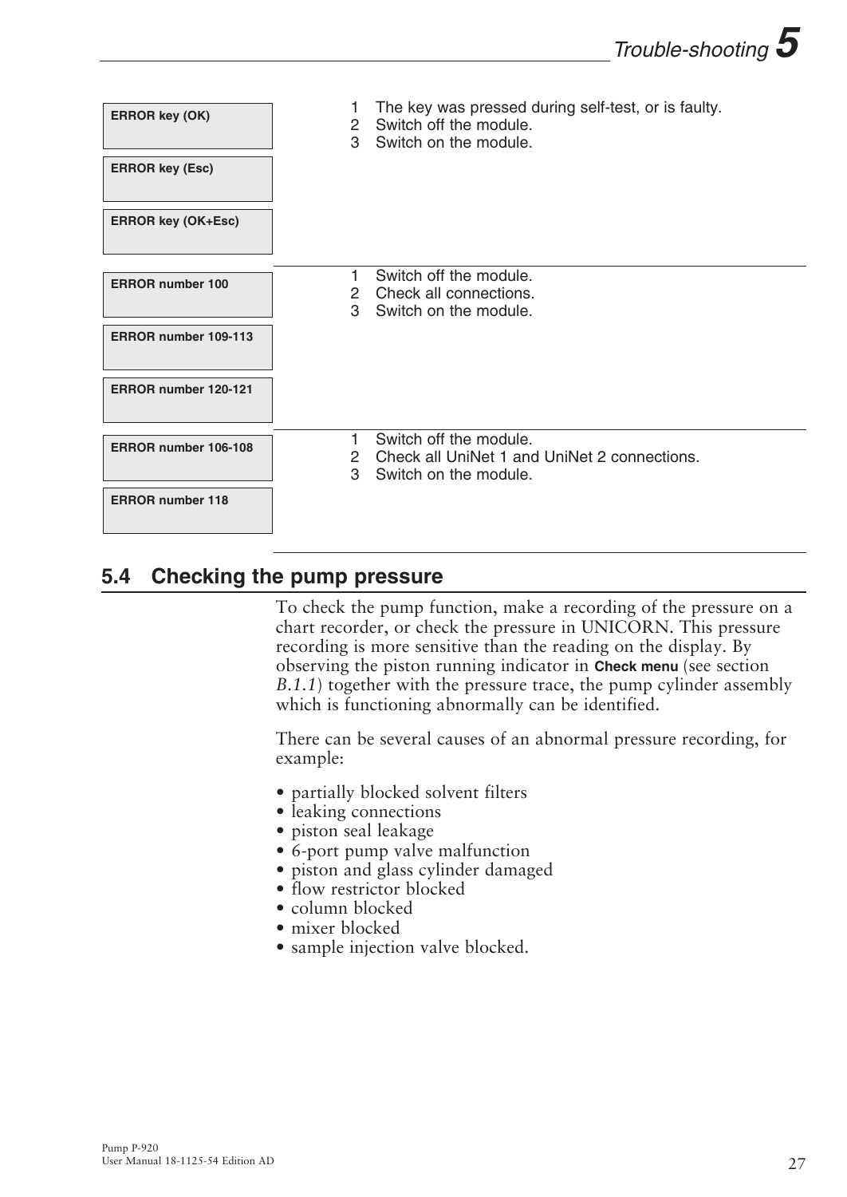| Error message | Action |
|---|---|
| **ERROR key (OK)**<br>**ERROR key (Esc)**<br>**ERROR key (OK+Esc)** | 1 The key was pressed during self-test, or is faulty.<br>2 Switch off the module.<br>3 Switch on the module. |
| **ERROR number 100**<br>**ERROR number 109-113**<br>**ERROR number 120-121** | 1 Switch off the module.<br>2 Check all connections.<br>3 Switch on the module. |
| **ERROR number 106-108**<br>**ERROR number 118** | 1 Switch off the module.<br>2 Check all UniNet 1 and UniNet 2 connections.<br>3 Switch on the module. |

## 5.4 Checking the pump pressure

To check the pump function, make a recording of the pressure on a chart recorder, or check the pressure in UNICORN. This pressure recording is more sensitive than the reading on the display. By observing the piston running indicator in **Check menu** (see section *B.1.1*) together with the pressure trace, the pump cylinder assembly which is functioning abnormally can be identified.

There can be several causes of an abnormal pressure recording, for example:

- partially blocked solvent filters
- leaking connections
- piston seal leakage
- 6-port pump valve malfunction
- piston and glass cylinder damaged
- flow restrictor blocked
- column blocked
- mixer blocked
- sample injection valve blocked.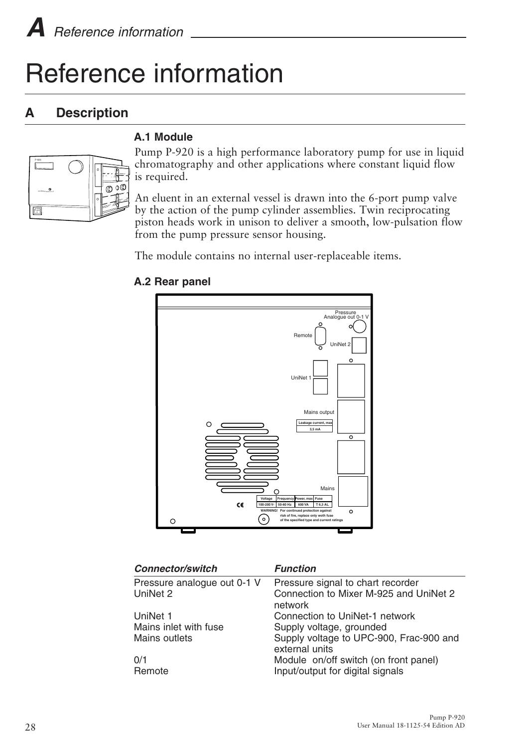# Reference information

## A Description

### A.1 Module

Pump P-920 is a high performance laboratory pump for use in liquid chromatography and other applications where constant liquid flow is required.

An eluent in an external vessel is drawn into the 6-port pump valve by the action of the pump cylinder assemblies. Twin reciprocating piston heads work in unison to deliver a smooth, low-pulsation flow from the pump pressure sensor housing.

The module contains no internal user-replaceable items.

### A.2 Rear panel

| *Connector/switch* | *Function* |
|---|---|
| Pressure analogue out 0-1 V | Pressure signal to chart recorder |
| UniNet 2 | Connection to Mixer M-925 and UniNet 2 network |
| UniNet 1 | Connection to UniNet-1 network |
| Mains inlet with fuse | Supply voltage, grounded |
| Mains outlets | Supply voltage to UPC-900, Frac-900 and external units |
| 0/1 | Module on/off switch (on front panel) |
| Remote | Input/output for digital signals |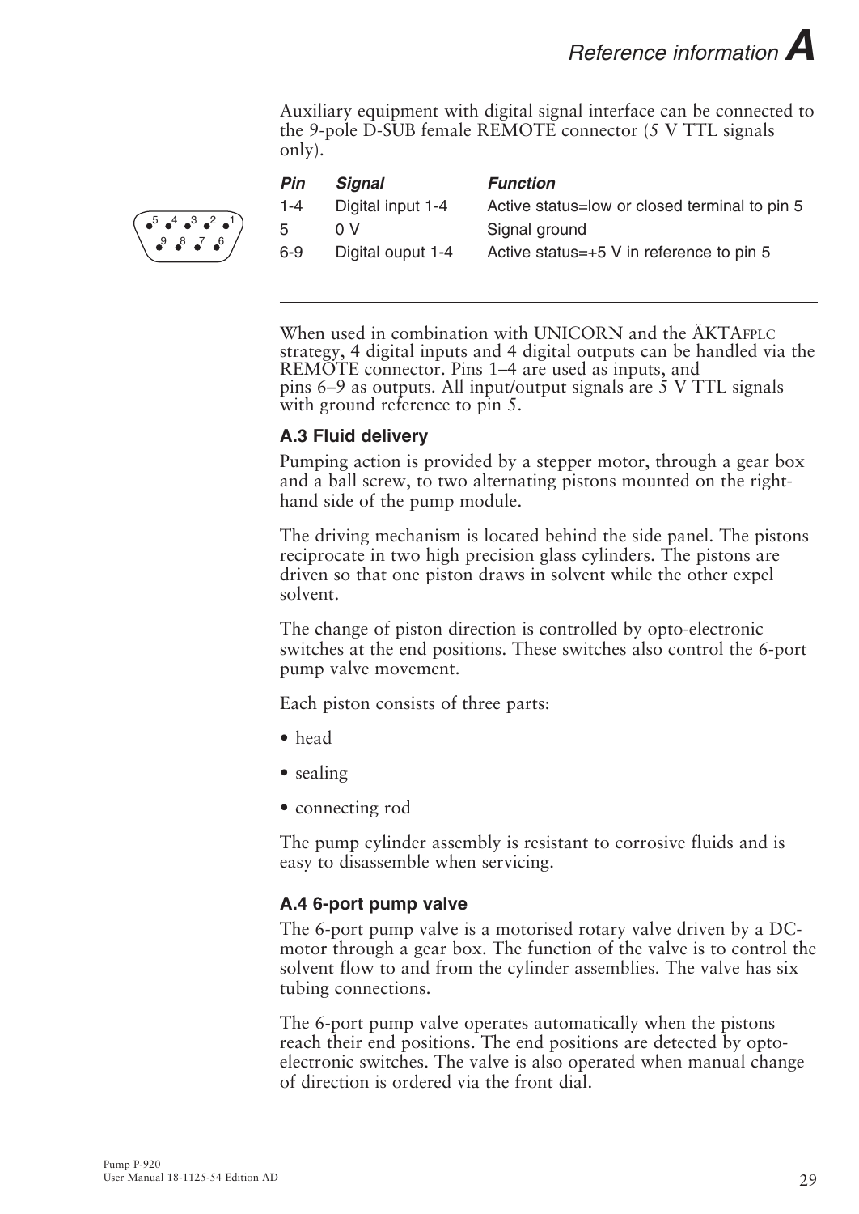Auxiliary equipment with digital signal interface can be connected to the 9-pole D-SUB female REMOTE connector (5 V TTL signals only).

| Pin | Signal | Function |
|---|---|---|
| 1-4 | Digital input 1-4 | Active status=low or closed terminal to pin 5 |
| 5 | 0 V | Signal ground |
| 6-9 | Digital ouput 1-4 | Active status=+5 V in reference to pin 5 |

When used in combination with UNICORN and the ÄKTAFPLC strategy, 4 digital inputs and 4 digital outputs can be handled via the REMOTE connector. Pins 1–4 are used as inputs, and pins 6–9 as outputs. All input/output signals are 5 V TTL signals with ground reference to pin 5.

### A.3 Fluid delivery

Pumping action is provided by a stepper motor, through a gear box and a ball screw, to two alternating pistons mounted on the right-hand side of the pump module.

The driving mechanism is located behind the side panel. The pistons reciprocate in two high precision glass cylinders. The pistons are driven so that one piston draws in solvent while the other expel solvent.

The change of piston direction is controlled by opto-electronic switches at the end positions. These switches also control the 6-port pump valve movement.

Each piston consists of three parts:

- head
- sealing
- connecting rod

The pump cylinder assembly is resistant to corrosive fluids and is easy to disassemble when servicing.

### A.4 6-port pump valve

The 6-port pump valve is a motorised rotary valve driven by a DC-motor through a gear box. The function of the valve is to control the solvent flow to and from the cylinder assemblies. The valve has six tubing connections.

The 6-port pump valve operates automatically when the pistons reach their end positions. The end positions are detected by opto-electronic switches. The valve is also operated when manual change of direction is ordered via the front dial.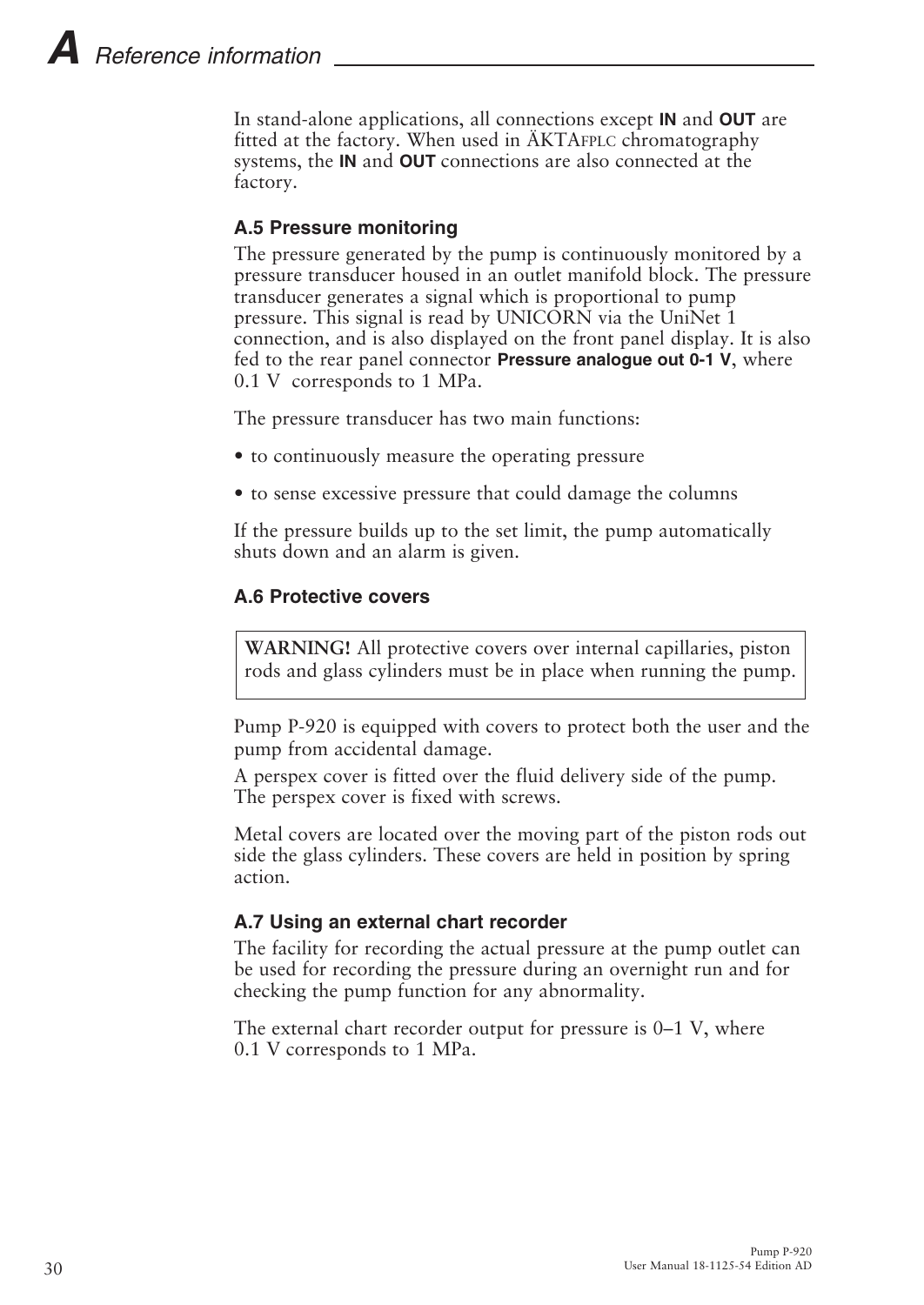In stand-alone applications, all connections except **IN** and **OUT** are fitted at the factory. When used in ÄKTAFPLC chromatography systems, the **IN** and **OUT** connections are also connected at the factory.

### A.5 Pressure monitoring

The pressure generated by the pump is continuously monitored by a pressure transducer housed in an outlet manifold block. The pressure transducer generates a signal which is proportional to pump pressure. This signal is read by UNICORN via the UniNet 1 connection, and is also displayed on the front panel display. It is also fed to the rear panel connector **Pressure analogue out 0-1 V**, where 0.1 V corresponds to 1 MPa.

The pressure transducer has two main functions:

- to continuously measure the operating pressure
- to sense excessive pressure that could damage the columns

If the pressure builds up to the set limit, the pump automatically shuts down and an alarm is given.

### A.6 Protective covers

**WARNING!** All protective covers over internal capillaries, piston rods and glass cylinders must be in place when running the pump.

Pump P-920 is equipped with covers to protect both the user and the pump from accidental damage.

A perspex cover is fitted over the fluid delivery side of the pump. The perspex cover is fixed with screws.

Metal covers are located over the moving part of the piston rods out side the glass cylinders. These covers are held in position by spring action.

### A.7 Using an external chart recorder

The facility for recording the actual pressure at the pump outlet can be used for recording the pressure during an overnight run and for checking the pump function for any abnormality.

The external chart recorder output for pressure is 0–1 V, where 0.1 V corresponds to 1 MPa.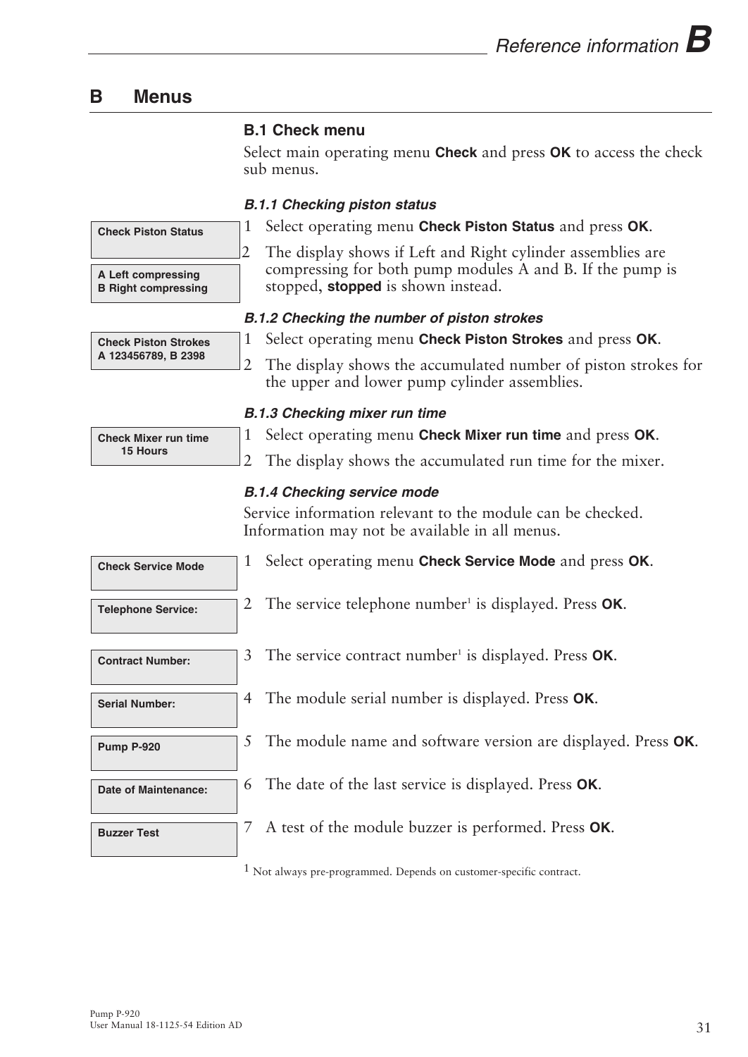## B Menus

### B.1 Check menu

Select main operating menu **Check** and press **OK** to access the check sub menus.

#### *B.1.1 Checking piston status*

**Check Piston Status**

**A Left compressing**
**B Right compressing**

1. Select operating menu **Check Piston Status** and press **OK**.
2. The display shows if Left and Right cylinder assemblies are compressing for both pump modules A and B. If the pump is stopped, **stopped** is shown instead.

#### *B.1.2 Checking the number of piston strokes*

**Check Piston Strokes**
**A 123456789, B 2398**

1. Select operating menu **Check Piston Strokes** and press **OK**.
2. The display shows the accumulated number of piston strokes for the upper and lower pump cylinder assemblies.

#### *B.1.3 Checking mixer run time*

**Check Mixer run time**
**15 Hours**

1. Select operating menu **Check Mixer run time** and press **OK**.
2. The display shows the accumulated run time for the mixer.

#### *B.1.4 Checking service mode*

Service information relevant to the module can be checked. Information may not be available in all menus.

**Check Service Mode**

1. Select operating menu **Check Service Mode** and press **OK**.

**Telephone Service:**

2. The service telephone number[1] is displayed. Press **OK**.

**Contract Number:**

3. The service contract number[1] is displayed. Press **OK**.

**Serial Number:**

4. The module serial number is displayed. Press **OK**.

**Pump P-920**

5. The module name and software version are displayed. Press **OK**.

**Date of Maintenance:**

6. The date of the last service is displayed. Press **OK**.

**Buzzer Test**

7. A test of the module buzzer is performed. Press **OK**.

[1] Not always pre-programmed. Depends on customer-specific contract.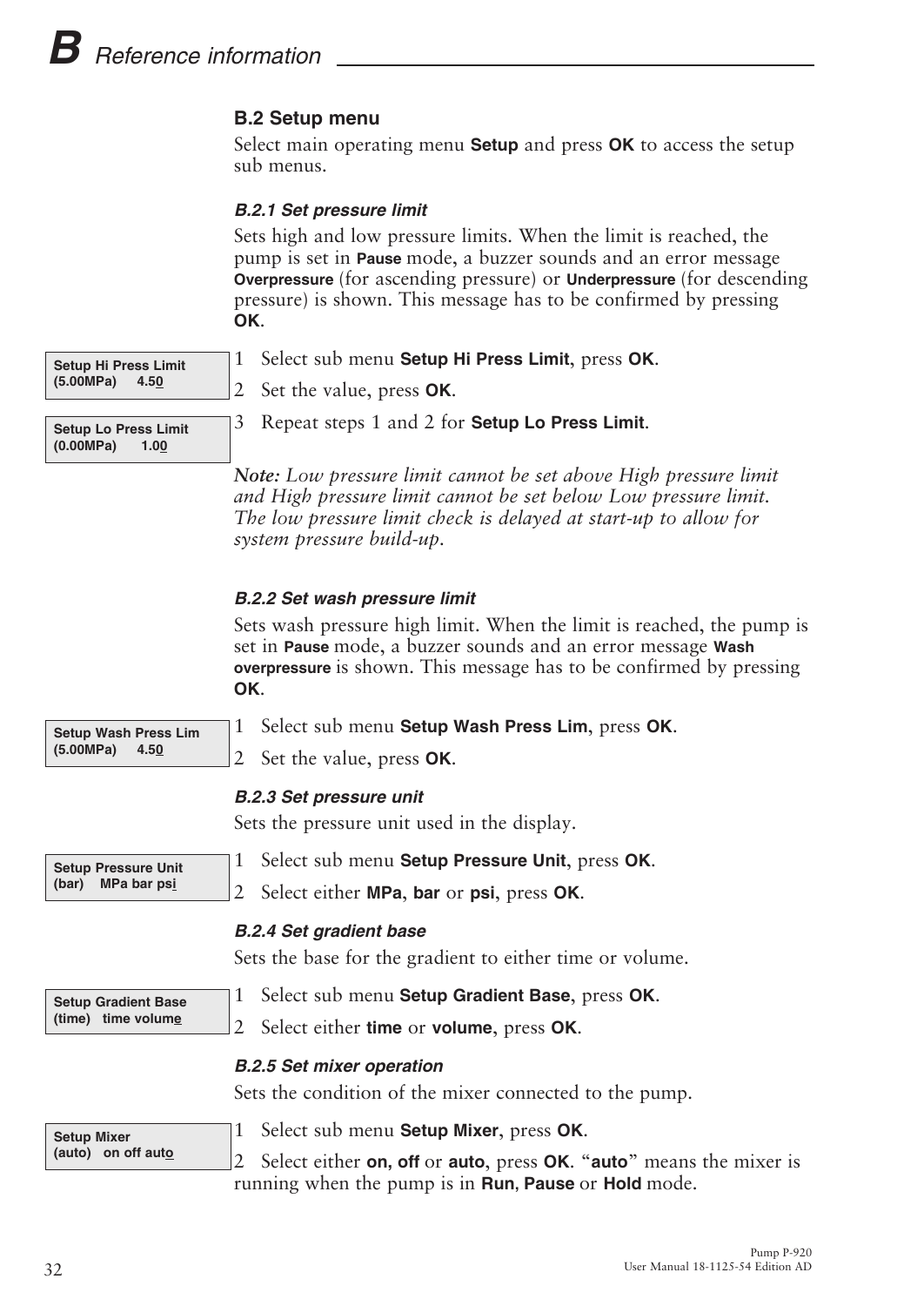## B.2 Setup menu

Select main operating menu **Setup** and press **OK** to access the setup sub menus.

### *B.2.1 Set pressure limit*

Sets high and low pressure limits. When the limit is reached, the pump is set in **Pause** mode, a buzzer sounds and an error message **Overpressure** (for ascending pressure) or **Underpressure** (for descending pressure) is shown. This message has to be confirmed by pressing **OK**.

```
Setup Hi Press Limit
(5.00MPa)    4.50
```

```
Setup Lo Press Limit
(0.00MPa)     1.00
```

1 Select sub menu **Setup Hi Press Limit**, press **OK**.
2 Set the value, press **OK**.
3 Repeat steps 1 and 2 for **Setup Lo Press Limit**.

*Note: Low pressure limit cannot be set above High pressure limit and High pressure limit cannot be set below Low pressure limit. The low pressure limit check is delayed at start-up to allow for system pressure build-up.*

### *B.2.2 Set wash pressure limit*

Sets wash pressure high limit. When the limit is reached, the pump is set in **Pause** mode, a buzzer sounds and an error message **Wash overpressure** is shown. This message has to be confirmed by pressing **OK**.

```
Setup Wash Press Lim
(5.00MPa)    4.50
```

1 Select sub menu **Setup Wash Press Lim**, press **OK**.
2 Set the value, press **OK**.

### *B.2.3 Set pressure unit*

Sets the pressure unit used in the display.

```
Setup Pressure Unit
(bar)   MPa bar psi
```

1 Select sub menu **Setup Pressure Unit**, press **OK**.
2 Select either **MPa**, **bar** or **psi**, press **OK**.

### *B.2.4 Set gradient base*

Sets the base for the gradient to either time or volume.

```
Setup Gradient Base
(time)   time volume
```

1 Select sub menu **Setup Gradient Base**, press **OK**.
2 Select either **time** or **volume**, press **OK**.

### *B.2.5 Set mixer operation*

Sets the condition of the mixer connected to the pump.

```
Setup Mixer
(auto)   on off auto
```

1 Select sub menu **Setup Mixer**, press **OK**.
2 Select either **on, off** or **auto**, press **OK**. "**auto**" means the mixer is running when the pump is in **Run**, **Pause** or **Hold** mode.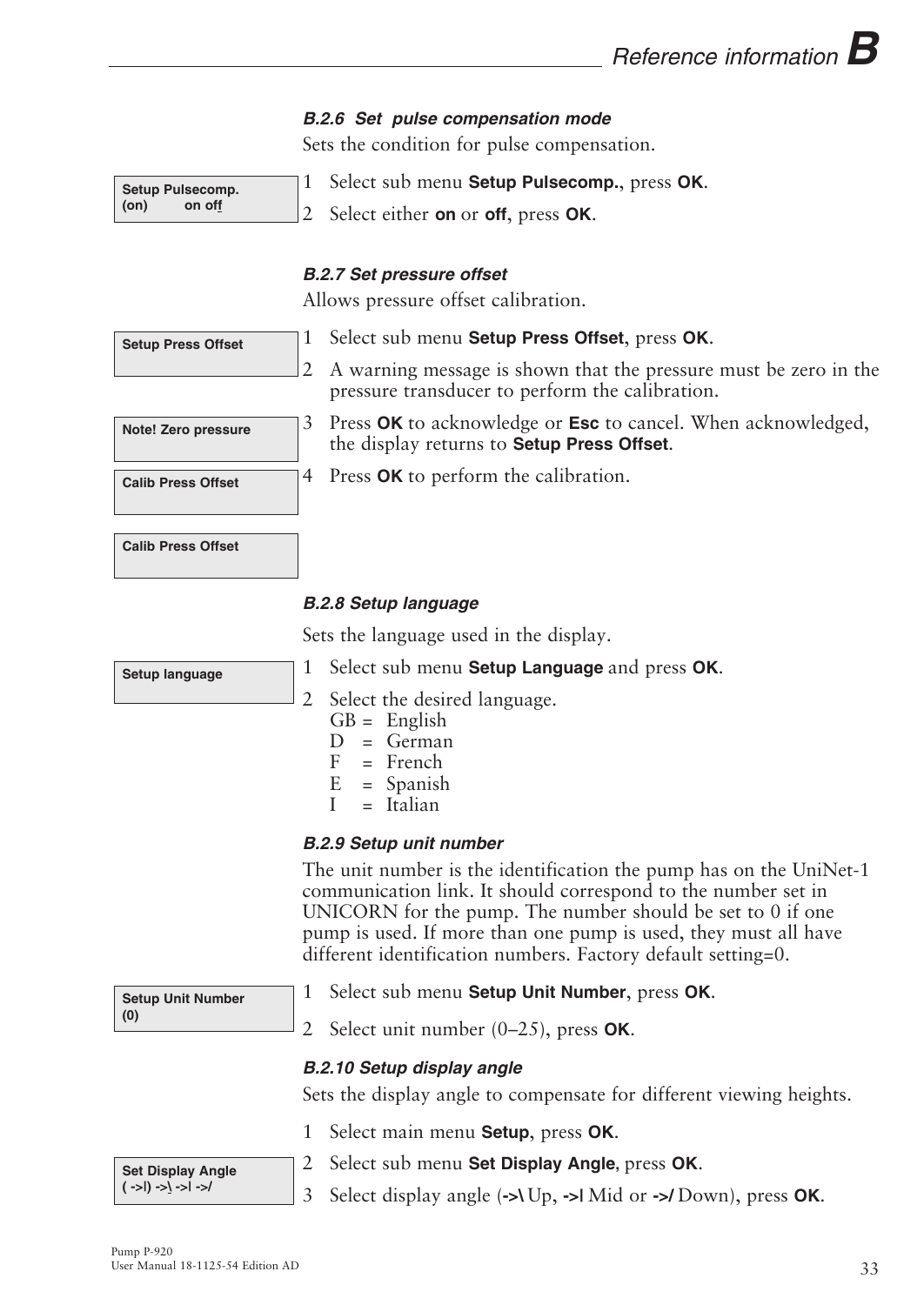#### B.2.6 Set pulse compensation mode

Sets the condition for pulse compensation.

```
Setup Pulsecomp.
(on)        on off
```

1 Select sub menu **Setup Pulsecomp.**, press **OK**.
2 Select either **on** or **off**, press **OK**.

#### B.2.7 Set pressure offset

Allows pressure offset calibration.

```
Setup Press Offset
```

```
Note! Zero pressure
```

```
Calib Press Offset
```

```
Calib Press Offset
```

1 Select sub menu **Setup Press Offset**, press **OK**.
2 A warning message is shown that the pressure must be zero in the pressure transducer to perform the calibration.
3 Press **OK** to acknowledge or **Esc** to cancel. When acknowledged, the display returns to **Setup Press Offset**.
4 Press **OK** to perform the calibration.

#### B.2.8 Setup language

Sets the language used in the display.

```
Setup language
```

1 Select sub menu **Setup Language** and press **OK**.
2 Select the desired language.
   GB = English
   D = German
   F = French
   E = Spanish
   I = Italian

#### B.2.9 Setup unit number

The unit number is the identification the pump has on the UniNet-1 communication link. It should correspond to the number set in UNICORN for the pump. The number should be set to 0 if one pump is used. If more than one pump is used, they must all have different identification numbers. Factory default setting=0.

```
Setup Unit Number
(0)
```

1 Select sub menu **Setup Unit Number**, press **OK**.
2 Select unit number (0–25), press **OK**.

#### B.2.10 Setup display angle

Sets the display angle to compensate for different viewing heights.

```
Set Display Angle
( ->|) ->\ ->| ->/
```

1 Select main menu **Setup**, press **OK**.
2 Select sub menu **Set Display Angle**, press **OK**.
3 Select display angle (**->\** Up, **->|** Mid or **->/** Down), press **OK**.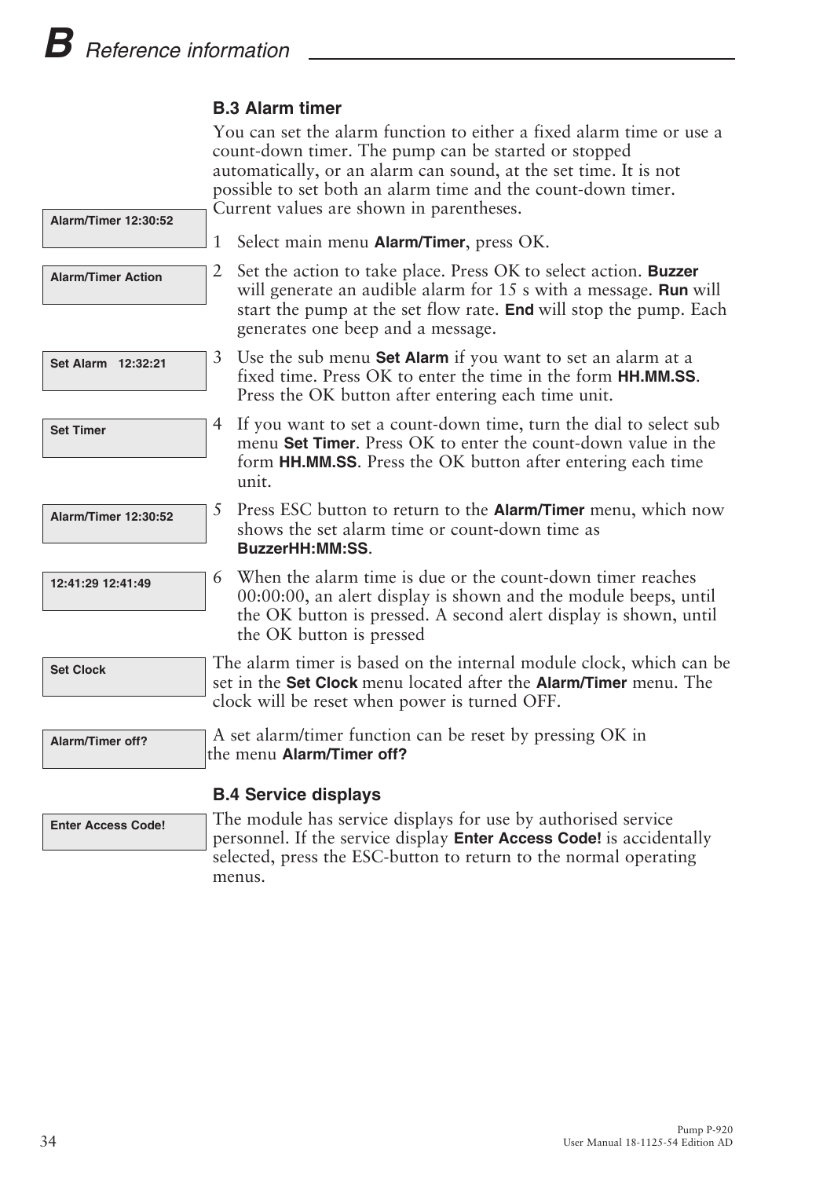## B.3 Alarm timer

You can set the alarm function to either a fixed alarm time or use a count-down timer. The pump can be started or stopped automatically, or an alarm can sound, at the set time. It is not possible to set both an alarm time and the count-down timer. Current values are shown in parentheses.

**Alarm/Timer 12:30:52**

1 Select main menu **Alarm/Timer**, press OK.

**Alarm/Timer Action**

2 Set the action to take place. Press OK to select action. **Buzzer** will generate an audible alarm for 15 s with a message. **Run** will start the pump at the set flow rate. **End** will stop the pump. Each generates one beep and a message.

**Set Alarm 12:32:21**

3 Use the sub menu **Set Alarm** if you want to set an alarm at a fixed time. Press OK to enter the time in the form **HH.MM.SS**. Press the OK button after entering each time unit.

**Set Timer**

4 If you want to set a count-down time, turn the dial to select sub menu **Set Timer**. Press OK to enter the count-down value in the form **HH.MM.SS**. Press the OK button after entering each time unit.

**Alarm/Timer 12:30:52**

5 Press ESC button to return to the **Alarm/Timer** menu, which now shows the set alarm time or count-down time as **BuzzerHH:MM:SS**.

**12:41:29 12:41:49**

6 When the alarm time is due or the count-down timer reaches 00:00:00, an alert display is shown and the module beeps, until the OK button is pressed. A second alert display is shown, until the OK button is pressed

**Set Clock**

The alarm timer is based on the internal module clock, which can be set in the **Set Clock** menu located after the **Alarm/Timer** menu. The clock will be reset when power is turned OFF.

**Alarm/Timer off?**

A set alarm/timer function can be reset by pressing OK in the menu **Alarm/Timer off?**

## B.4 Service displays

**Enter Access Code!**

The module has service displays for use by authorised service personnel. If the service display **Enter Access Code!** is accidentally selected, press the ESC-button to return to the normal operating menus.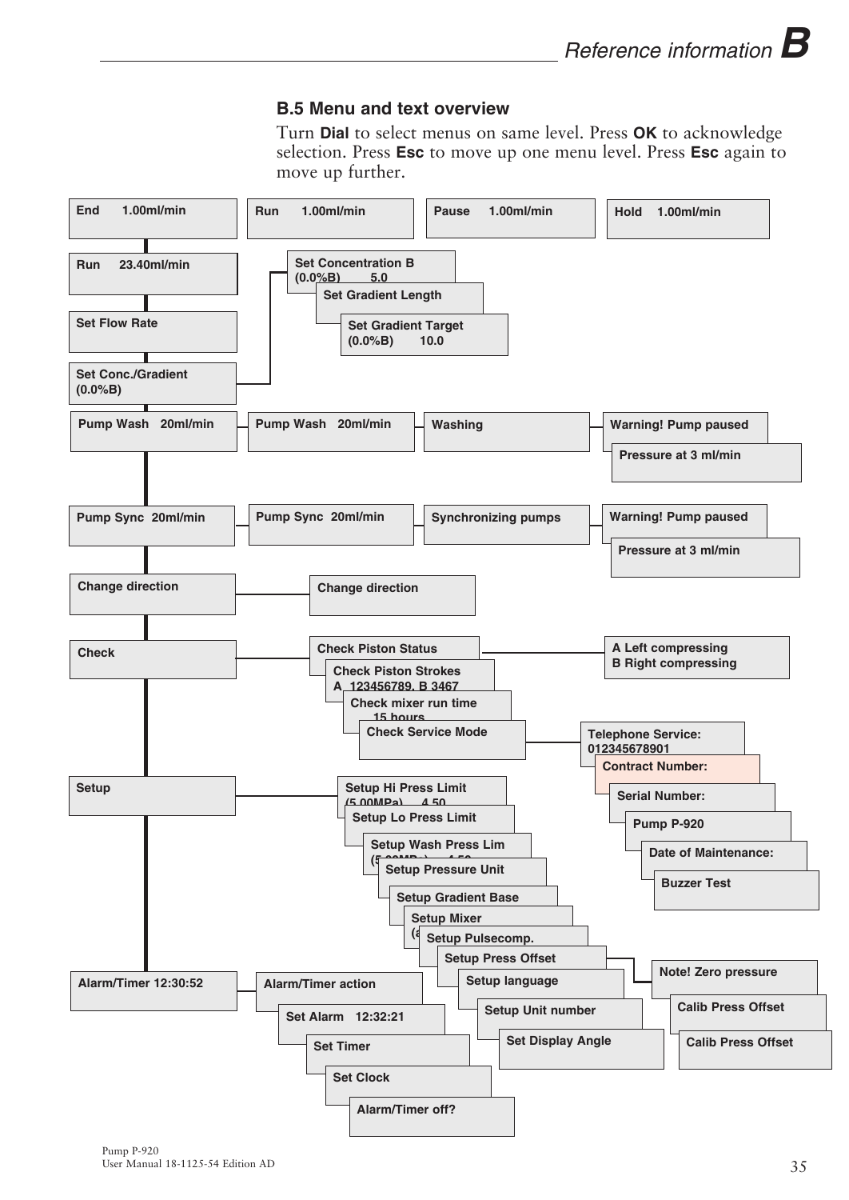## B.5 Menu and text overview

Turn **Dial** to select menus on same level. Press **OK** to acknowledge selection. Press **Esc** to move up one menu level. Press **Esc** again to move up further.

- End 1.00ml/min
- Run 1.00ml/min
- Pause 1.00ml/min
- Hold 1.00ml/min

- Run 23.40ml/min
- Set Flow Rate
- Set Conc./Gradient (0.0%B)
  - Set Concentration B (0.0%B) 5.0
  - Set Gradient Length
  - Set Gradient Target (0.0%B) 10.0
- Pump Wash 20ml/min
  - Pump Wash 20ml/min
  - Washing
  - Warning! Pump paused
  - Pressure at 3 ml/min
- Pump Sync 20ml/min
  - Pump Sync 20ml/min
  - Synchronizing pumps
  - Warning! Pump paused
  - Pressure at 3 ml/min
- Change direction
  - Change direction
- Check
  - Check Piston Status
    - A Left compressing B Right compressing
  - Check Piston Strokes A 123456789, B 3467
  - Check mixer run time 15 hours
  - Check Service Mode
    - Telephone Service: 012345678901
    - Contract Number:
    - Serial Number:
    - Pump P-920
    - Date of Maintenance:
    - Buzzer Test
- Setup
  - Setup Hi Press Limit (5.00MPa) 4.50
  - Setup Lo Press Limit
  - Setup Wash Press Lim (5.00MPa) 4.50
  - Setup Pressure Unit
  - Setup Gradient Base
  - Setup Mixer
  - Setup Pulsecomp.
  - Setup Press Offset
    - Note! Zero pressure
    - Calib Press Offset
    - Calib Press Offset
  - Setup language
  - Setup Unit number
  - Set Display Angle
- Alarm/Timer 12:30:52
  - Alarm/Timer action
  - Set Alarm 12:32:21
  - Set Timer
  - Set Clock
  - Alarm/Timer off?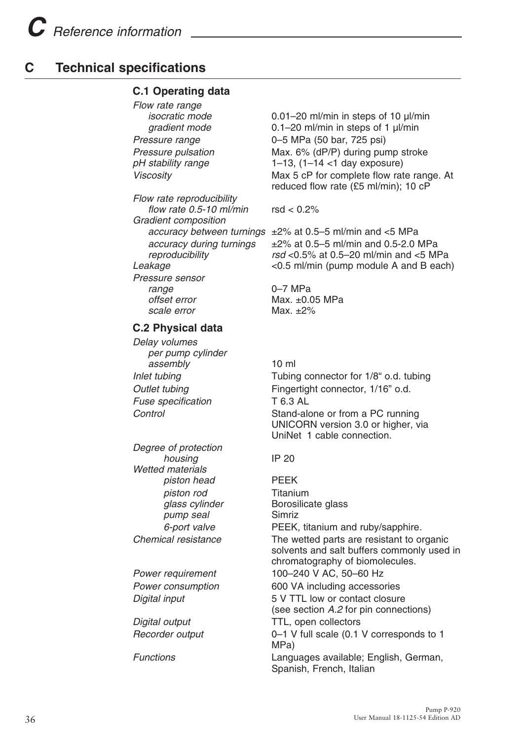# C Technical specifications

### C.1 Operating data

| | |
|---|---|
| *Flow rate range* | |
| *isocratic mode* | 0.01–20 ml/min in steps of 10 µl/min |
| *gradient mode* | 0.1–20 ml/min in steps of 1 µl/min |
| *Pressure range* | 0–5 MPa (50 bar, 725 psi) |
| *Pressure pulsation* | Max. 6% (dP/P) during pump stroke |
| *pH stability range* | 1–13, (1–14 <1 day exposure) |
| *Viscosity* | Max 5 cP for complete flow rate range. At reduced flow rate (£5 ml/min); 10 cP |
| *Flow rate reproducibility* | |
| *flow rate 0.5-10 ml/min* | rsd < 0.2% |
| *Gradient composition* | |
| *accuracy between turnings* | ±2% at 0.5–5 ml/min and <5 MPa |
| *accuracy during turnings* | ±2% at 0.5–5 ml/min and 0.5-2.0 MPa |
| *reproducibility* | *rsd* <0.5% at 0.5–20 ml/min and <5 MPa |
| *Leakage* | <0.5 ml/min (pump module A and B each) |
| *Pressure sensor* | |
| *range* | 0–7 MPa |
| *offset error* | Max. ±0.05 MPa |
| *scale error* | Max. ±2% |

### C.2 Physical data

| | |
|---|---|
| *Delay volumes per pump cylinder assembly* | 10 ml |
| *Inlet tubing* | Tubing connector for 1/8" o.d. tubing |
| *Outlet tubing* | Fingertight connector, 1/16" o.d. |
| *Fuse specification* | T 6.3 AL |
| *Control* | Stand-alone or from a PC running UNICORN version 3.0 or higher, via UniNet 1 cable connection. |
| *Degree of protection* | |
| *housing* | IP 20 |
| *Wetted materials* | |
| *piston head* | PEEK |
| *piston rod* | Titanium |
| *glass cylinder* | Borosilicate glass |
| *pump seal* | Simriz |
| *6-port valve* | PEEK, titanium and ruby/sapphire. |
| *Chemical resistance* | The wetted parts are resistant to organic solvents and salt buffers commonly used in chromatography of biomolecules. |
| *Power requirement* | 100–240 V AC, 50–60 Hz |
| *Power consumption* | 600 VA including accessories |
| *Digital input* | 5 V TTL low or contact closure (see section *A.2* for pin connections) |
| *Digital output* | TTL, open collectors |
| *Recorder output* | 0–1 V full scale (0.1 V corresponds to 1 MPa) |
| *Functions* | Languages available; English, German, Spanish, French, Italian |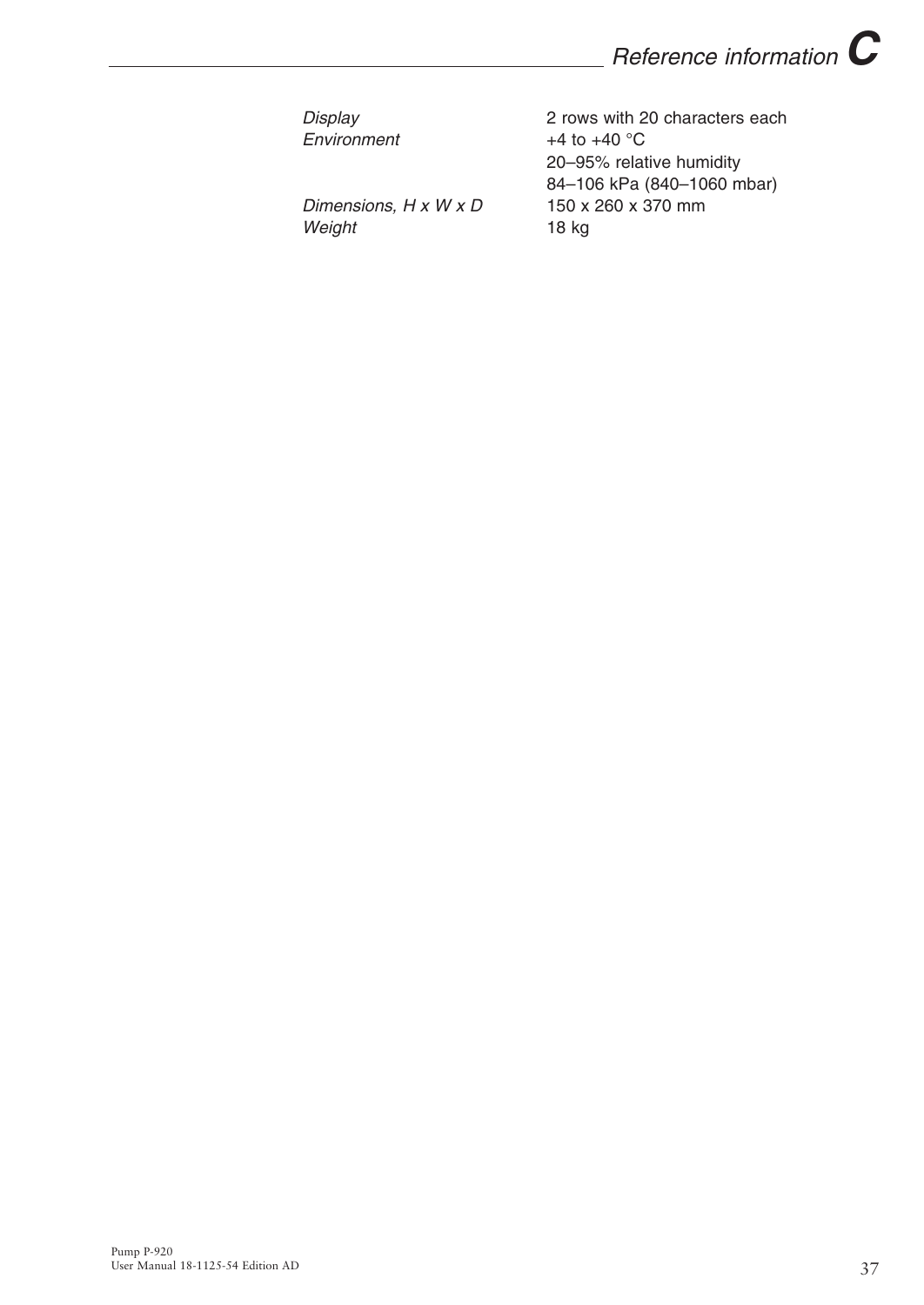| | |
|---|---|
| *Display* | 2 rows with 20 characters each |
| *Environment* | +4 to +40 °C |
| | 20–95% relative humidity |
| | 84–106 kPa (840–1060 mbar) |
| *Dimensions, H x W x D* | 150 x 260 x 370 mm |
| *Weight* | 18 kg |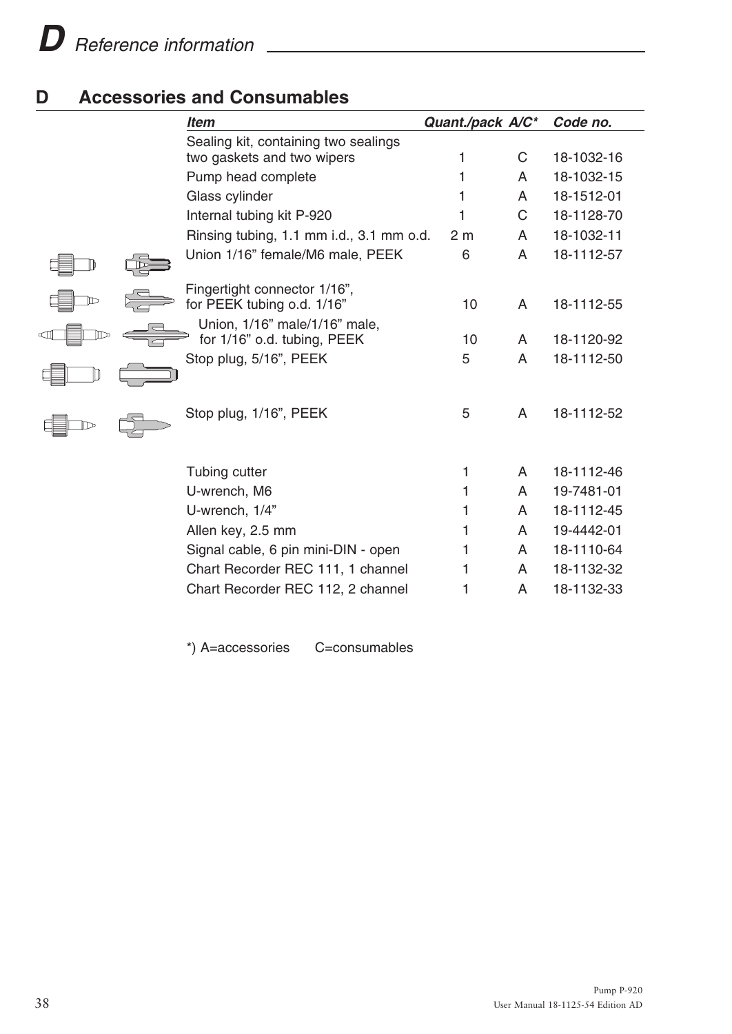## D Accessories and Consumables

| *Item* | *Quant./pack* | *A/C\** | *Code no.* |
|---|---|---|---|
| Sealing kit, containing two sealings two gaskets and two wipers | 1 | C | 18-1032-16 |
| Pump head complete | 1 | A | 18-1032-15 |
| Glass cylinder | 1 | A | 18-1512-01 |
| Internal tubing kit P-920 | 1 | C | 18-1128-70 |
| Rinsing tubing, 1.1 mm i.d., 3.1 mm o.d. | 2 m | A | 18-1032-11 |
| Union 1/16” female/M6 male, PEEK | 6 | A | 18-1112-57 |
| Fingertight connector 1/16”, for PEEK tubing o.d. 1/16” | 10 | A | 18-1112-55 |
| Union, 1/16” male/1/16” male, for 1/16” o.d. tubing, PEEK | 10 | A | 18-1120-92 |
| Stop plug, 5/16”, PEEK | 5 | A | 18-1112-50 |
| Stop plug, 1/16”, PEEK | 5 | A | 18-1112-52 |
| Tubing cutter | 1 | A | 18-1112-46 |
| U-wrench, M6 | 1 | A | 19-7481-01 |
| U-wrench, 1/4” | 1 | A | 18-1112-45 |
| Allen key, 2.5 mm | 1 | A | 19-4442-01 |
| Signal cable, 6 pin mini-DIN - open | 1 | A | 18-1110-64 |
| Chart Recorder REC 111, 1 channel | 1 | A | 18-1132-32 |
| Chart Recorder REC 112, 2 channel | 1 | A | 18-1132-33 |

*) A=accessories  C=consumables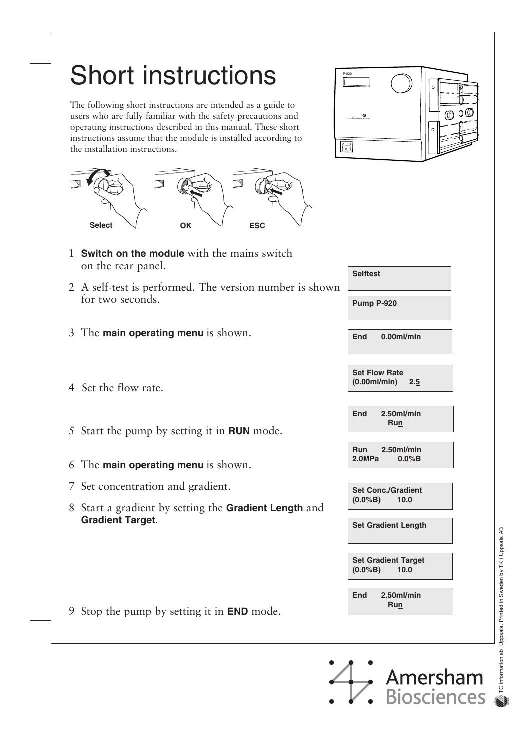# Short instructions

The following short instructions are intended as a guide to users who are fully familiar with the safety precautions and operating instructions described in this manual. These short instructions assume that the module is installed according to the installation instructions.

**Select** **OK** **ESC**

1. **Switch on the module** with the mains switch on the rear panel.
2. A self-test is performed. The version number is shown for two seconds.
3. The **main operating menu** is shown.
4. Set the flow rate.
5. Start the pump by setting it in **RUN** mode.
6. The **main operating menu** is shown.
7. Set concentration and gradient.
8. Start a gradient by setting the **Gradient Length** and **Gradient Target.**
9. Stop the pump by setting it in **END** mode.

**Selftest**

**Pump P-920**

**End 0.00ml/min**

**Set Flow Rate**
**(0.00ml/min) 2.5**

**End 2.50ml/min**
**Run**

**Run 2.50ml/min**
**2.0MPa 0.0%B**

**Set Conc./Gradient**
**(0.0%B) 10.0**

**Set Gradient Length**

**Set Gradient Target**
**(0.0%B) 10.0**

**End 2.50ml/min**
**Run**

Amersham Biosciences

TC information ab, Uppsala. Printed in Sweden by TK i Uppsala AB